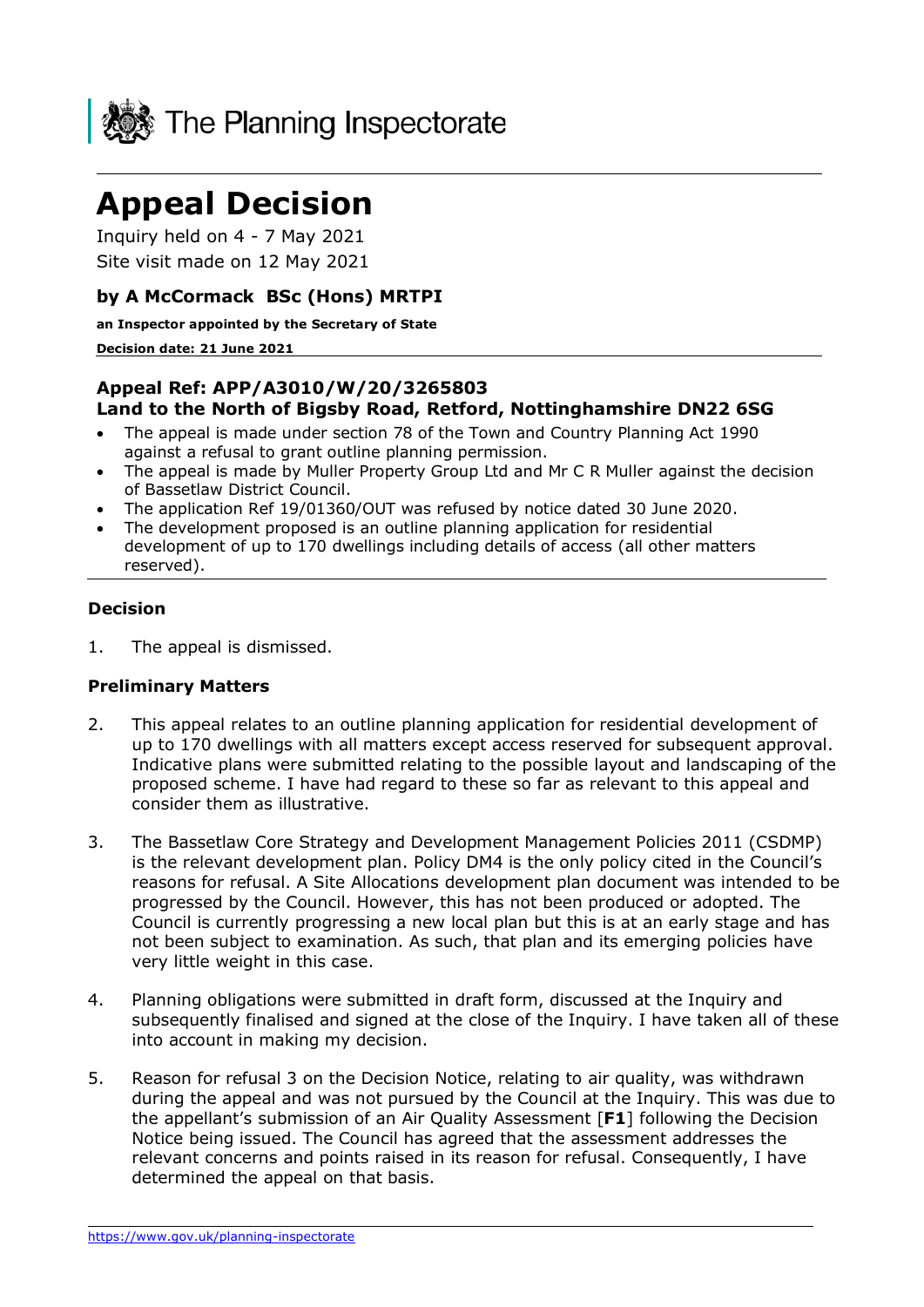The Planning Inspectorate

# Appeal Decision

Inquiry held on 4 - 7 May 2021

Site visit made on 12 May 2021

### by A McCormack BSc (Hons) MRTPI

**an Inspector appointed by the Secretary of State**

**Decision date: 21 June 2021**

### Appeal Ref: APP/A3010/W/20/3265803
### Land to the North of Bigsby Road, Retford, Nottinghamshire DN22 6SG

- The appeal is made under section 78 of the Town and Country Planning Act 1990 against a refusal to grant outline planning permission.
- The appeal is made by Muller Property Group Ltd and Mr C R Muller against the decision of Bassetlaw District Council.
- The application Ref 19/01360/OUT was refused by notice dated 30 June 2020.
- The development proposed is an outline planning application for residential development of up to 170 dwellings including details of access (all other matters reserved).

## Decision

1. The appeal is dismissed.

## Preliminary Matters

2. This appeal relates to an outline planning application for residential development of up to 170 dwellings with all matters except access reserved for subsequent approval. Indicative plans were submitted relating to the possible layout and landscaping of the proposed scheme. I have had regard to these so far as relevant to this appeal and consider them as illustrative.

3. The Bassetlaw Core Strategy and Development Management Policies 2011 (CSDMP) is the relevant development plan. Policy DM4 is the only policy cited in the Council's reasons for refusal. A Site Allocations development plan document was intended to be progressed by the Council. However, this has not been produced or adopted. The Council is currently progressing a new local plan but this is at an early stage and has not been subject to examination. As such, that plan and its emerging policies have very little weight in this case.

4. Planning obligations were submitted in draft form, discussed at the Inquiry and subsequently finalised and signed at the close of the Inquiry. I have taken all of these into account in making my decision.

5. Reason for refusal 3 on the Decision Notice, relating to air quality, was withdrawn during the appeal and was not pursued by the Council at the Inquiry. This was due to the appellant's submission of an Air Quality Assessment [**F1**] following the Decision Notice being issued. The Council has agreed that the assessment addresses the relevant concerns and points raised in its reason for refusal. Consequently, I have determined the appeal on that basis.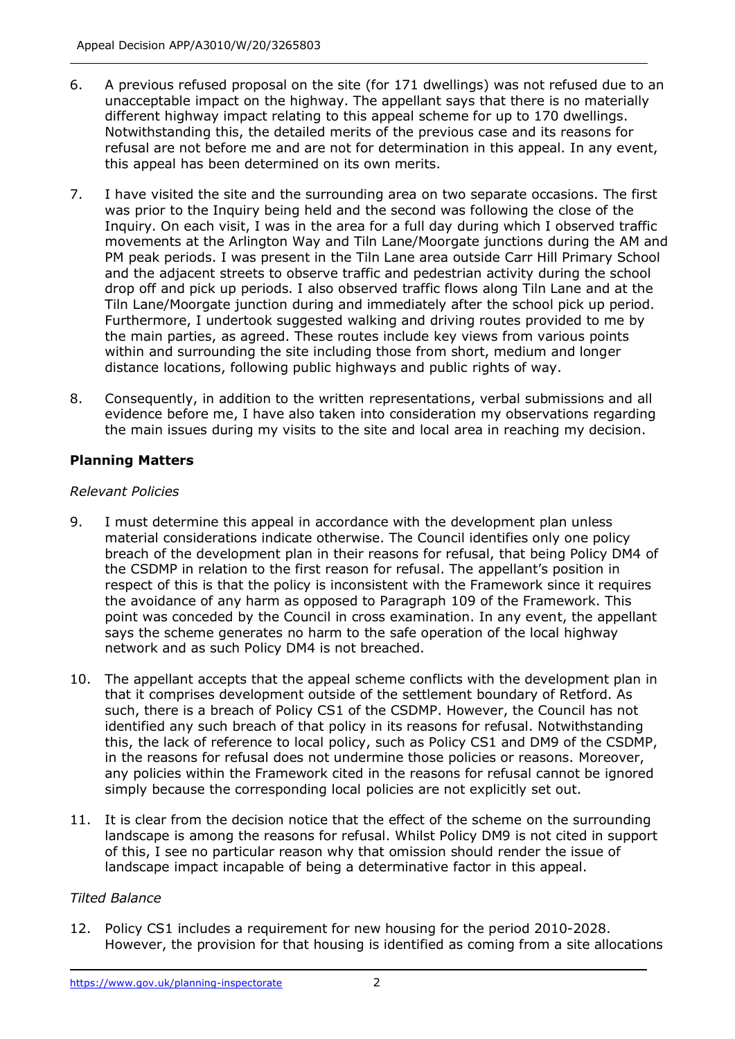6. A previous refused proposal on the site (for 171 dwellings) was not refused due to an unacceptable impact on the highway. The appellant says that there is no materially different highway impact relating to this appeal scheme for up to 170 dwellings. Notwithstanding this, the detailed merits of the previous case and its reasons for refusal are not before me and are not for determination in this appeal. In any event, this appeal has been determined on its own merits.

7. I have visited the site and the surrounding area on two separate occasions. The first was prior to the Inquiry being held and the second was following the close of the Inquiry. On each visit, I was in the area for a full day during which I observed traffic movements at the Arlington Way and Tiln Lane/Moorgate junctions during the AM and PM peak periods. I was present in the Tiln Lane area outside Carr Hill Primary School and the adjacent streets to observe traffic and pedestrian activity during the school drop off and pick up periods. I also observed traffic flows along Tiln Lane and at the Tiln Lane/Moorgate junction during and immediately after the school pick up period. Furthermore, I undertook suggested walking and driving routes provided to me by the main parties, as agreed. These routes include key views from various points within and surrounding the site including those from short, medium and longer distance locations, following public highways and public rights of way.

8. Consequently, in addition to the written representations, verbal submissions and all evidence before me, I have also taken into consideration my observations regarding the main issues during my visits to the site and local area in reaching my decision.

**Planning Matters**

*Relevant Policies*

9. I must determine this appeal in accordance with the development plan unless material considerations indicate otherwise. The Council identifies only one policy breach of the development plan in their reasons for refusal, that being Policy DM4 of the CSDMP in relation to the first reason for refusal. The appellant's position in respect of this is that the policy is inconsistent with the Framework since it requires the avoidance of any harm as opposed to Paragraph 109 of the Framework. This point was conceded by the Council in cross examination. In any event, the appellant says the scheme generates no harm to the safe operation of the local highway network and as such Policy DM4 is not breached.

10. The appellant accepts that the appeal scheme conflicts with the development plan in that it comprises development outside of the settlement boundary of Retford. As such, there is a breach of Policy CS1 of the CSDMP. However, the Council has not identified any such breach of that policy in its reasons for refusal. Notwithstanding this, the lack of reference to local policy, such as Policy CS1 and DM9 of the CSDMP, in the reasons for refusal does not undermine those policies or reasons. Moreover, any policies within the Framework cited in the reasons for refusal cannot be ignored simply because the corresponding local policies are not explicitly set out.

11. It is clear from the decision notice that the effect of the scheme on the surrounding landscape is among the reasons for refusal. Whilst Policy DM9 is not cited in support of this, I see no particular reason why that omission should render the issue of landscape impact incapable of being a determinative factor in this appeal.

*Tilted Balance*

12. Policy CS1 includes a requirement for new housing for the period 2010-2028. However, the provision for that housing is identified as coming from a site allocations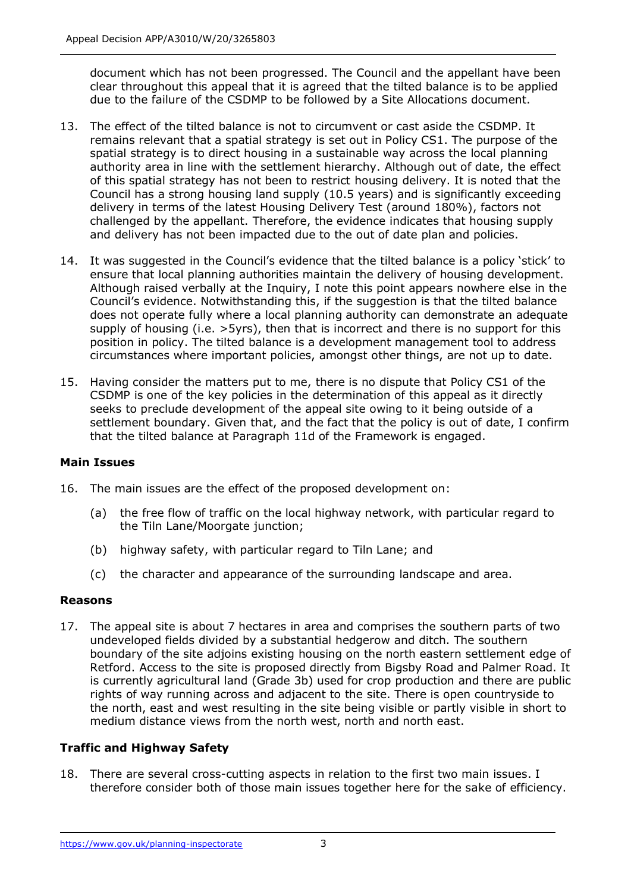document which has not been progressed. The Council and the appellant have been clear throughout this appeal that it is agreed that the tilted balance is to be applied due to the failure of the CSDMP to be followed by a Site Allocations document.

13. The effect of the tilted balance is not to circumvent or cast aside the CSDMP. It remains relevant that a spatial strategy is set out in Policy CS1. The purpose of the spatial strategy is to direct housing in a sustainable way across the local planning authority area in line with the settlement hierarchy. Although out of date, the effect of this spatial strategy has not been to restrict housing delivery. It is noted that the Council has a strong housing land supply (10.5 years) and is significantly exceeding delivery in terms of the latest Housing Delivery Test (around 180%), factors not challenged by the appellant. Therefore, the evidence indicates that housing supply and delivery has not been impacted due to the out of date plan and policies.

14. It was suggested in the Council's evidence that the tilted balance is a policy 'stick' to ensure that local planning authorities maintain the delivery of housing development. Although raised verbally at the Inquiry, I note this point appears nowhere else in the Council's evidence. Notwithstanding this, if the suggestion is that the tilted balance does not operate fully where a local planning authority can demonstrate an adequate supply of housing (i.e. >5yrs), then that is incorrect and there is no support for this position in policy. The tilted balance is a development management tool to address circumstances where important policies, amongst other things, are not up to date.

15. Having consider the matters put to me, there is no dispute that Policy CS1 of the CSDMP is one of the key policies in the determination of this appeal as it directly seeks to preclude development of the appeal site owing to it being outside of a settlement boundary. Given that, and the fact that the policy is out of date, I confirm that the tilted balance at Paragraph 11d of the Framework is engaged.

## Main Issues

16. The main issues are the effect of the proposed development on:

    (a) the free flow of traffic on the local highway network, with particular regard to the Tiln Lane/Moorgate junction;

    (b) highway safety, with particular regard to Tiln Lane; and

    (c) the character and appearance of the surrounding landscape and area.

## Reasons

17. The appeal site is about 7 hectares in area and comprises the southern parts of two undeveloped fields divided by a substantial hedgerow and ditch. The southern boundary of the site adjoins existing housing on the north eastern settlement edge of Retford. Access to the site is proposed directly from Bigsby Road and Palmer Road. It is currently agricultural land (Grade 3b) used for crop production and there are public rights of way running across and adjacent to the site. There is open countryside to the north, east and west resulting in the site being visible or partly visible in short to medium distance views from the north west, north and north east.

## Traffic and Highway Safety

18. There are several cross-cutting aspects in relation to the first two main issues. I therefore consider both of those main issues together here for the sake of efficiency.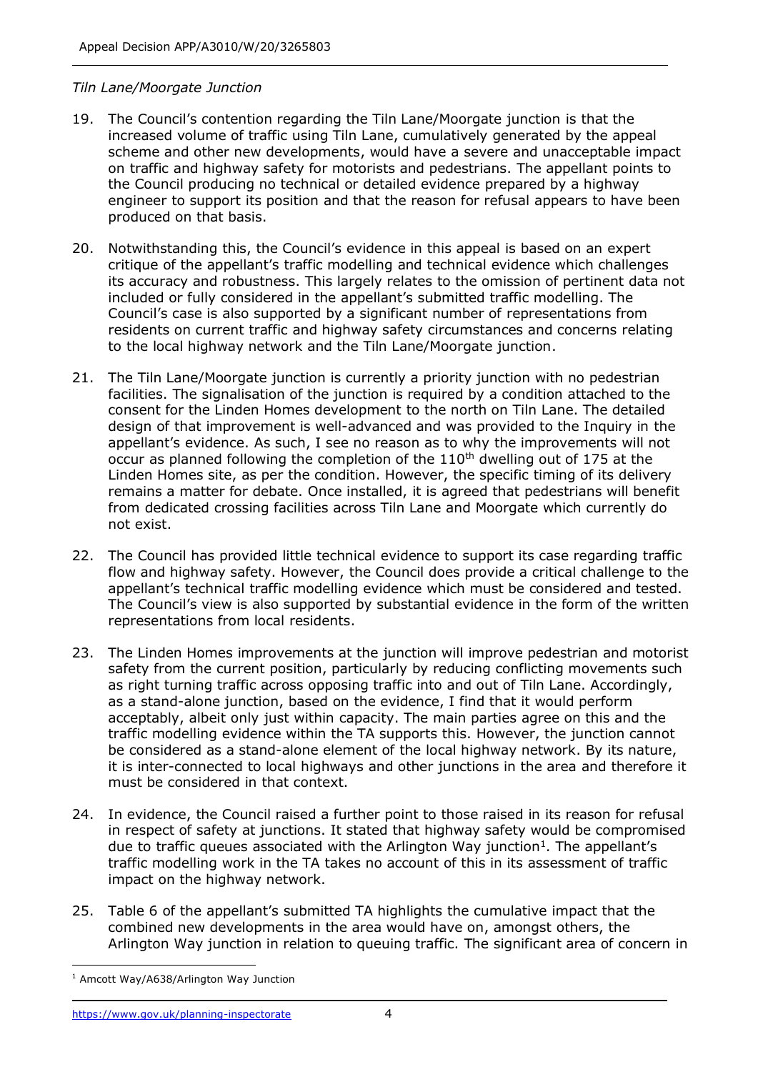*Tiln Lane/Moorgate Junction*

19. The Council's contention regarding the Tiln Lane/Moorgate junction is that the increased volume of traffic using Tiln Lane, cumulatively generated by the appeal scheme and other new developments, would have a severe and unacceptable impact on traffic and highway safety for motorists and pedestrians. The appellant points to the Council producing no technical or detailed evidence prepared by a highway engineer to support its position and that the reason for refusal appears to have been produced on that basis.

20. Notwithstanding this, the Council's evidence in this appeal is based on an expert critique of the appellant's traffic modelling and technical evidence which challenges its accuracy and robustness. This largely relates to the omission of pertinent data not included or fully considered in the appellant's submitted traffic modelling. The Council's case is also supported by a significant number of representations from residents on current traffic and highway safety circumstances and concerns relating to the local highway network and the Tiln Lane/Moorgate junction.

21. The Tiln Lane/Moorgate junction is currently a priority junction with no pedestrian facilities. The signalisation of the junction is required by a condition attached to the consent for the Linden Homes development to the north on Tiln Lane. The detailed design of that improvement is well-advanced and was provided to the Inquiry in the appellant's evidence. As such, I see no reason as to why the improvements will not occur as planned following the completion of the 110th dwelling out of 175 at the Linden Homes site, as per the condition. However, the specific timing of its delivery remains a matter for debate. Once installed, it is agreed that pedestrians will benefit from dedicated crossing facilities across Tiln Lane and Moorgate which currently do not exist.

22. The Council has provided little technical evidence to support its case regarding traffic flow and highway safety. However, the Council does provide a critical challenge to the appellant's technical traffic modelling evidence which must be considered and tested. The Council's view is also supported by substantial evidence in the form of the written representations from local residents.

23. The Linden Homes improvements at the junction will improve pedestrian and motorist safety from the current position, particularly by reducing conflicting movements such as right turning traffic across opposing traffic into and out of Tiln Lane. Accordingly, as a stand-alone junction, based on the evidence, I find that it would perform acceptably, albeit only just within capacity. The main parties agree on this and the traffic modelling evidence within the TA supports this. However, the junction cannot be considered as a stand-alone element of the local highway network. By its nature, it is inter-connected to local highways and other junctions in the area and therefore it must be considered in that context.

24. In evidence, the Council raised a further point to those raised in its reason for refusal in respect of safety at junctions. It stated that highway safety would be compromised due to traffic queues associated with the Arlington Way junction[1]. The appellant's traffic modelling work in the TA takes no account of this in its assessment of traffic impact on the highway network.

25. Table 6 of the appellant's submitted TA highlights the cumulative impact that the combined new developments in the area would have on, amongst others, the Arlington Way junction in relation to queuing traffic. The significant area of concern in

[1] Amcott Way/A638/Arlington Way Junction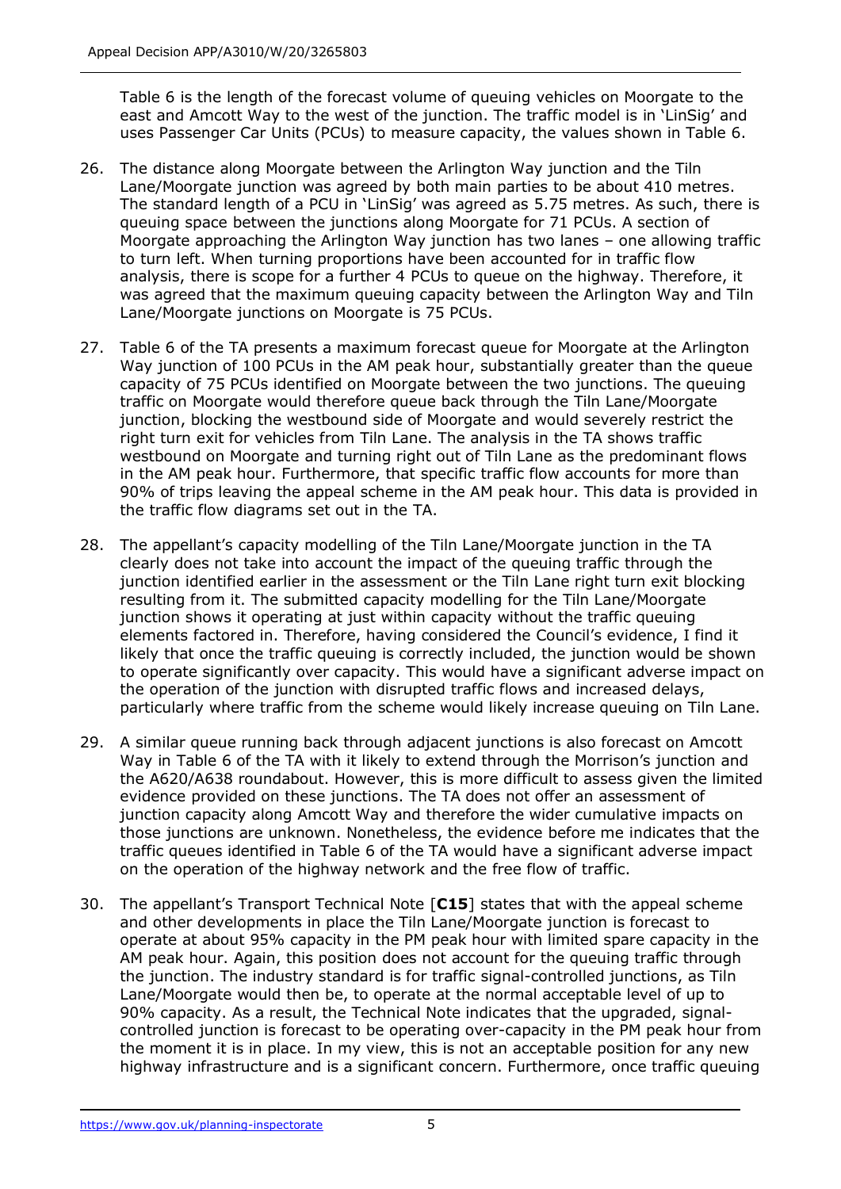Table 6 is the length of the forecast volume of queuing vehicles on Moorgate to the east and Amcott Way to the west of the junction. The traffic model is in 'LinSig' and uses Passenger Car Units (PCUs) to measure capacity, the values shown in Table 6.

26. The distance along Moorgate between the Arlington Way junction and the Tiln Lane/Moorgate junction was agreed by both main parties to be about 410 metres. The standard length of a PCU in 'LinSig' was agreed as 5.75 metres. As such, there is queuing space between the junctions along Moorgate for 71 PCUs. A section of Moorgate approaching the Arlington Way junction has two lanes – one allowing traffic to turn left. When turning proportions have been accounted for in traffic flow analysis, there is scope for a further 4 PCUs to queue on the highway. Therefore, it was agreed that the maximum queuing capacity between the Arlington Way and Tiln Lane/Moorgate junctions on Moorgate is 75 PCUs.

27. Table 6 of the TA presents a maximum forecast queue for Moorgate at the Arlington Way junction of 100 PCUs in the AM peak hour, substantially greater than the queue capacity of 75 PCUs identified on Moorgate between the two junctions. The queuing traffic on Moorgate would therefore queue back through the Tiln Lane/Moorgate junction, blocking the westbound side of Moorgate and would severely restrict the right turn exit for vehicles from Tiln Lane. The analysis in the TA shows traffic westbound on Moorgate and turning right out of Tiln Lane as the predominant flows in the AM peak hour. Furthermore, that specific traffic flow accounts for more than 90% of trips leaving the appeal scheme in the AM peak hour. This data is provided in the traffic flow diagrams set out in the TA.

28. The appellant's capacity modelling of the Tiln Lane/Moorgate junction in the TA clearly does not take into account the impact of the queuing traffic through the junction identified earlier in the assessment or the Tiln Lane right turn exit blocking resulting from it. The submitted capacity modelling for the Tiln Lane/Moorgate junction shows it operating at just within capacity without the traffic queuing elements factored in. Therefore, having considered the Council's evidence, I find it likely that once the traffic queuing is correctly included, the junction would be shown to operate significantly over capacity. This would have a significant adverse impact on the operation of the junction with disrupted traffic flows and increased delays, particularly where traffic from the scheme would likely increase queuing on Tiln Lane.

29. A similar queue running back through adjacent junctions is also forecast on Amcott Way in Table 6 of the TA with it likely to extend through the Morrison's junction and the A620/A638 roundabout. However, this is more difficult to assess given the limited evidence provided on these junctions. The TA does not offer an assessment of junction capacity along Amcott Way and therefore the wider cumulative impacts on those junctions are unknown. Nonetheless, the evidence before me indicates that the traffic queues identified in Table 6 of the TA would have a significant adverse impact on the operation of the highway network and the free flow of traffic.

30. The appellant's Transport Technical Note [**C15**] states that with the appeal scheme and other developments in place the Tiln Lane/Moorgate junction is forecast to operate at about 95% capacity in the PM peak hour with limited spare capacity in the AM peak hour. Again, this position does not account for the queuing traffic through the junction. The industry standard is for traffic signal-controlled junctions, as Tiln Lane/Moorgate would then be, to operate at the normal acceptable level of up to 90% capacity. As a result, the Technical Note indicates that the upgraded, signal-controlled junction is forecast to be operating over-capacity in the PM peak hour from the moment it is in place. In my view, this is not an acceptable position for any new highway infrastructure and is a significant concern. Furthermore, once traffic queuing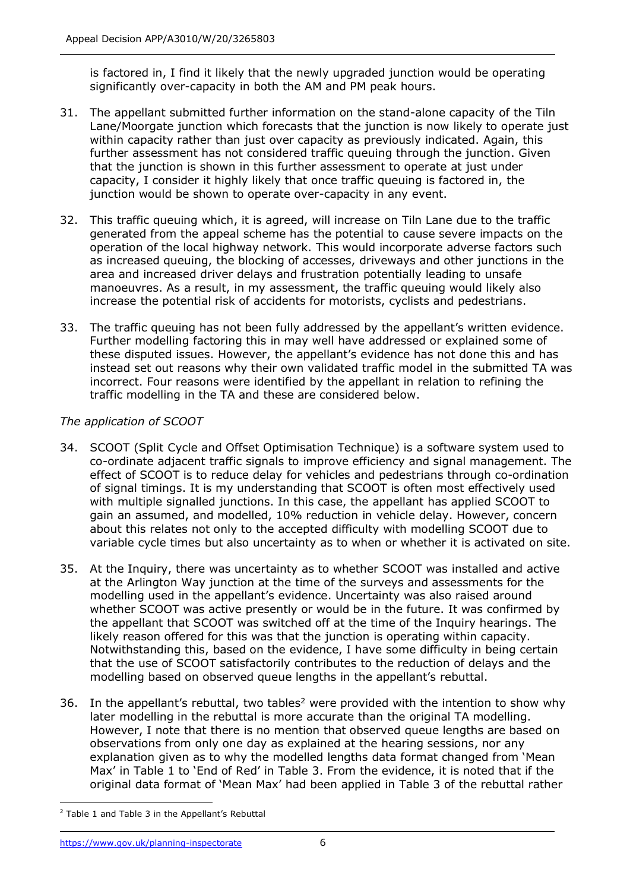is factored in, I find it likely that the newly upgraded junction would be operating significantly over-capacity in both the AM and PM peak hours.

31. The appellant submitted further information on the stand-alone capacity of the Tiln Lane/Moorgate junction which forecasts that the junction is now likely to operate just within capacity rather than just over capacity as previously indicated. Again, this further assessment has not considered traffic queuing through the junction. Given that the junction is shown in this further assessment to operate at just under capacity, I consider it highly likely that once traffic queuing is factored in, the junction would be shown to operate over-capacity in any event.

32. This traffic queuing which, it is agreed, will increase on Tiln Lane due to the traffic generated from the appeal scheme has the potential to cause severe impacts on the operation of the local highway network. This would incorporate adverse factors such as increased queuing, the blocking of accesses, driveways and other junctions in the area and increased driver delays and frustration potentially leading to unsafe manoeuvres. As a result, in my assessment, the traffic queuing would likely also increase the potential risk of accidents for motorists, cyclists and pedestrians.

33. The traffic queuing has not been fully addressed by the appellant's written evidence. Further modelling factoring this in may well have addressed or explained some of these disputed issues. However, the appellant's evidence has not done this and has instead set out reasons why their own validated traffic model in the submitted TA was incorrect. Four reasons were identified by the appellant in relation to refining the traffic modelling in the TA and these are considered below.

*The application of SCOOT*

34. SCOOT (Split Cycle and Offset Optimisation Technique) is a software system used to co-ordinate adjacent traffic signals to improve efficiency and signal management. The effect of SCOOT is to reduce delay for vehicles and pedestrians through co-ordination of signal timings. It is my understanding that SCOOT is often most effectively used with multiple signalled junctions. In this case, the appellant has applied SCOOT to gain an assumed, and modelled, 10% reduction in vehicle delay. However, concern about this relates not only to the accepted difficulty with modelling SCOOT due to variable cycle times but also uncertainty as to when or whether it is activated on site.

35. At the Inquiry, there was uncertainty as to whether SCOOT was installed and active at the Arlington Way junction at the time of the surveys and assessments for the modelling used in the appellant's evidence. Uncertainty was also raised around whether SCOOT was active presently or would be in the future. It was confirmed by the appellant that SCOOT was switched off at the time of the Inquiry hearings. The likely reason offered for this was that the junction is operating within capacity. Notwithstanding this, based on the evidence, I have some difficulty in being certain that the use of SCOOT satisfactorily contributes to the reduction of delays and the modelling based on observed queue lengths in the appellant's rebuttal.

36. In the appellant's rebuttal, two tables[2] were provided with the intention to show why later modelling in the rebuttal is more accurate than the original TA modelling. However, I note that there is no mention that observed queue lengths are based on observations from only one day as explained at the hearing sessions, nor any explanation given as to why the modelled lengths data format changed from 'Mean Max' in Table 1 to 'End of Red' in Table 3. From the evidence, it is noted that if the original data format of 'Mean Max' had been applied in Table 3 of the rebuttal rather

[2] Table 1 and Table 3 in the Appellant's Rebuttal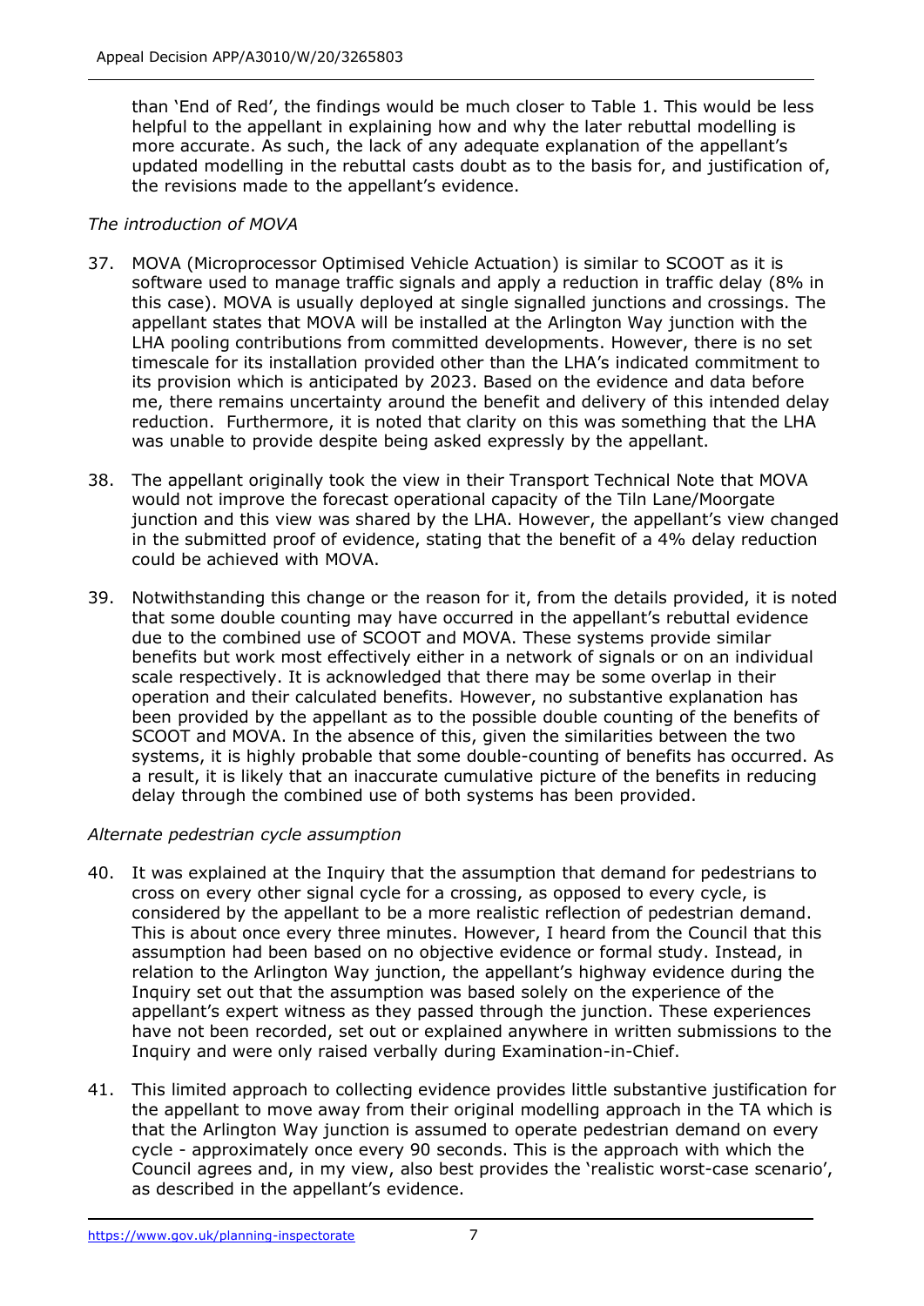than 'End of Red', the findings would be much closer to Table 1. This would be less helpful to the appellant in explaining how and why the later rebuttal modelling is more accurate. As such, the lack of any adequate explanation of the appellant's updated modelling in the rebuttal casts doubt as to the basis for, and justification of, the revisions made to the appellant's evidence.

*The introduction of MOVA*

37. MOVA (Microprocessor Optimised Vehicle Actuation) is similar to SCOOT as it is software used to manage traffic signals and apply a reduction in traffic delay (8% in this case). MOVA is usually deployed at single signalled junctions and crossings. The appellant states that MOVA will be installed at the Arlington Way junction with the LHA pooling contributions from committed developments. However, there is no set timescale for its installation provided other than the LHA's indicated commitment to its provision which is anticipated by 2023. Based on the evidence and data before me, there remains uncertainty around the benefit and delivery of this intended delay reduction. Furthermore, it is noted that clarity on this was something that the LHA was unable to provide despite being asked expressly by the appellant.

38. The appellant originally took the view in their Transport Technical Note that MOVA would not improve the forecast operational capacity of the Tiln Lane/Moorgate junction and this view was shared by the LHA. However, the appellant's view changed in the submitted proof of evidence, stating that the benefit of a 4% delay reduction could be achieved with MOVA.

39. Notwithstanding this change or the reason for it, from the details provided, it is noted that some double counting may have occurred in the appellant's rebuttal evidence due to the combined use of SCOOT and MOVA. These systems provide similar benefits but work most effectively either in a network of signals or on an individual scale respectively. It is acknowledged that there may be some overlap in their operation and their calculated benefits. However, no substantive explanation has been provided by the appellant as to the possible double counting of the benefits of SCOOT and MOVA. In the absence of this, given the similarities between the two systems, it is highly probable that some double-counting of benefits has occurred. As a result, it is likely that an inaccurate cumulative picture of the benefits in reducing delay through the combined use of both systems has been provided.

*Alternate pedestrian cycle assumption*

40. It was explained at the Inquiry that the assumption that demand for pedestrians to cross on every other signal cycle for a crossing, as opposed to every cycle, is considered by the appellant to be a more realistic reflection of pedestrian demand. This is about once every three minutes. However, I heard from the Council that this assumption had been based on no objective evidence or formal study. Instead, in relation to the Arlington Way junction, the appellant's highway evidence during the Inquiry set out that the assumption was based solely on the experience of the appellant's expert witness as they passed through the junction. These experiences have not been recorded, set out or explained anywhere in written submissions to the Inquiry and were only raised verbally during Examination-in-Chief.

41. This limited approach to collecting evidence provides little substantive justification for the appellant to move away from their original modelling approach in the TA which is that the Arlington Way junction is assumed to operate pedestrian demand on every cycle - approximately once every 90 seconds. This is the approach with which the Council agrees and, in my view, also best provides the 'realistic worst-case scenario', as described in the appellant's evidence.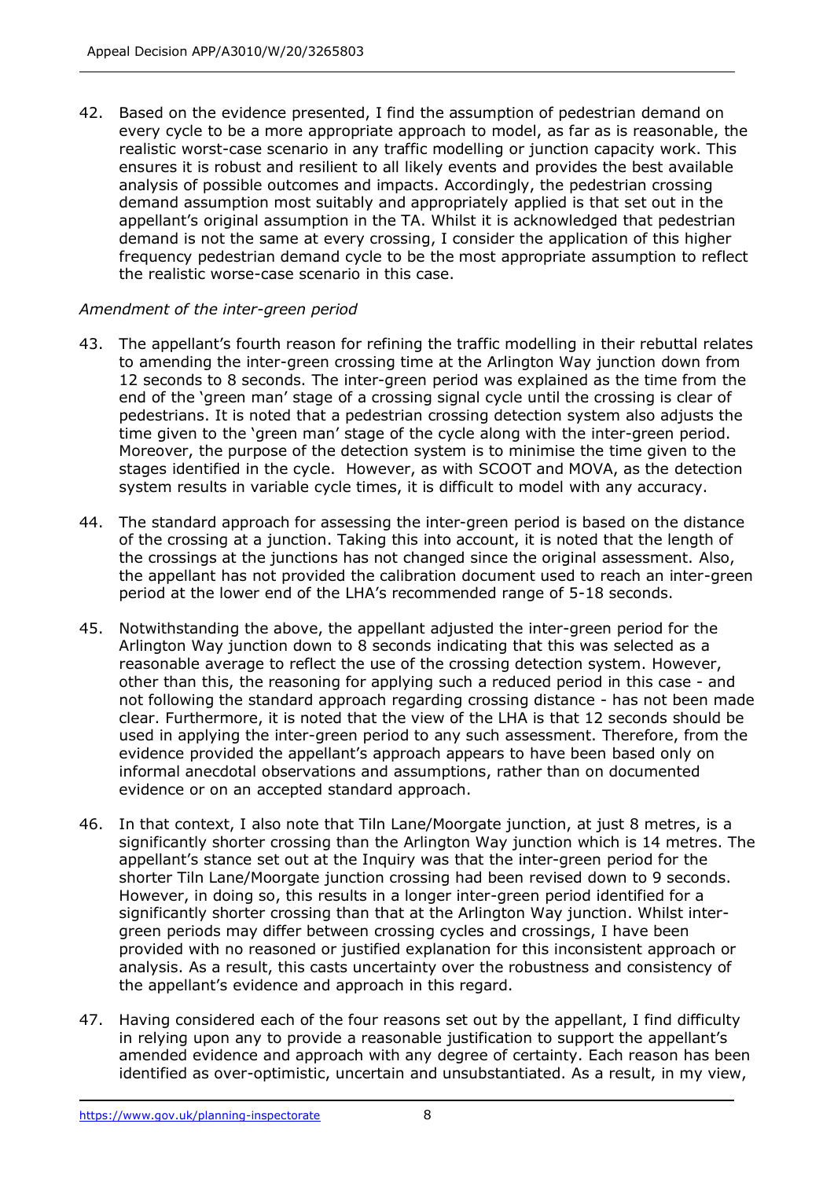42. Based on the evidence presented, I find the assumption of pedestrian demand on every cycle to be a more appropriate approach to model, as far as is reasonable, the realistic worst-case scenario in any traffic modelling or junction capacity work. This ensures it is robust and resilient to all likely events and provides the best available analysis of possible outcomes and impacts. Accordingly, the pedestrian crossing demand assumption most suitably and appropriately applied is that set out in the appellant's original assumption in the TA. Whilst it is acknowledged that pedestrian demand is not the same at every crossing, I consider the application of this higher frequency pedestrian demand cycle to be the most appropriate assumption to reflect the realistic worse-case scenario in this case.

*Amendment of the inter-green period*

43. The appellant's fourth reason for refining the traffic modelling in their rebuttal relates to amending the inter-green crossing time at the Arlington Way junction down from 12 seconds to 8 seconds. The inter-green period was explained as the time from the end of the 'green man' stage of a crossing signal cycle until the crossing is clear of pedestrians. It is noted that a pedestrian crossing detection system also adjusts the time given to the 'green man' stage of the cycle along with the inter-green period. Moreover, the purpose of the detection system is to minimise the time given to the stages identified in the cycle. However, as with SCOOT and MOVA, as the detection system results in variable cycle times, it is difficult to model with any accuracy.

44. The standard approach for assessing the inter-green period is based on the distance of the crossing at a junction. Taking this into account, it is noted that the length of the crossings at the junctions has not changed since the original assessment. Also, the appellant has not provided the calibration document used to reach an inter-green period at the lower end of the LHA's recommended range of 5-18 seconds.

45. Notwithstanding the above, the appellant adjusted the inter-green period for the Arlington Way junction down to 8 seconds indicating that this was selected as a reasonable average to reflect the use of the crossing detection system. However, other than this, the reasoning for applying such a reduced period in this case - and not following the standard approach regarding crossing distance - has not been made clear. Furthermore, it is noted that the view of the LHA is that 12 seconds should be used in applying the inter-green period to any such assessment. Therefore, from the evidence provided the appellant's approach appears to have been based only on informal anecdotal observations and assumptions, rather than on documented evidence or on an accepted standard approach.

46. In that context, I also note that Tiln Lane/Moorgate junction, at just 8 metres, is a significantly shorter crossing than the Arlington Way junction which is 14 metres. The appellant's stance set out at the Inquiry was that the inter-green period for the shorter Tiln Lane/Moorgate junction crossing had been revised down to 9 seconds. However, in doing so, this results in a longer inter-green period identified for a significantly shorter crossing than that at the Arlington Way junction. Whilst inter-green periods may differ between crossing cycles and crossings, I have been provided with no reasoned or justified explanation for this inconsistent approach or analysis. As a result, this casts uncertainty over the robustness and consistency of the appellant's evidence and approach in this regard.

47. Having considered each of the four reasons set out by the appellant, I find difficulty in relying upon any to provide a reasonable justification to support the appellant's amended evidence and approach with any degree of certainty. Each reason has been identified as over-optimistic, uncertain and unsubstantiated. As a result, in my view,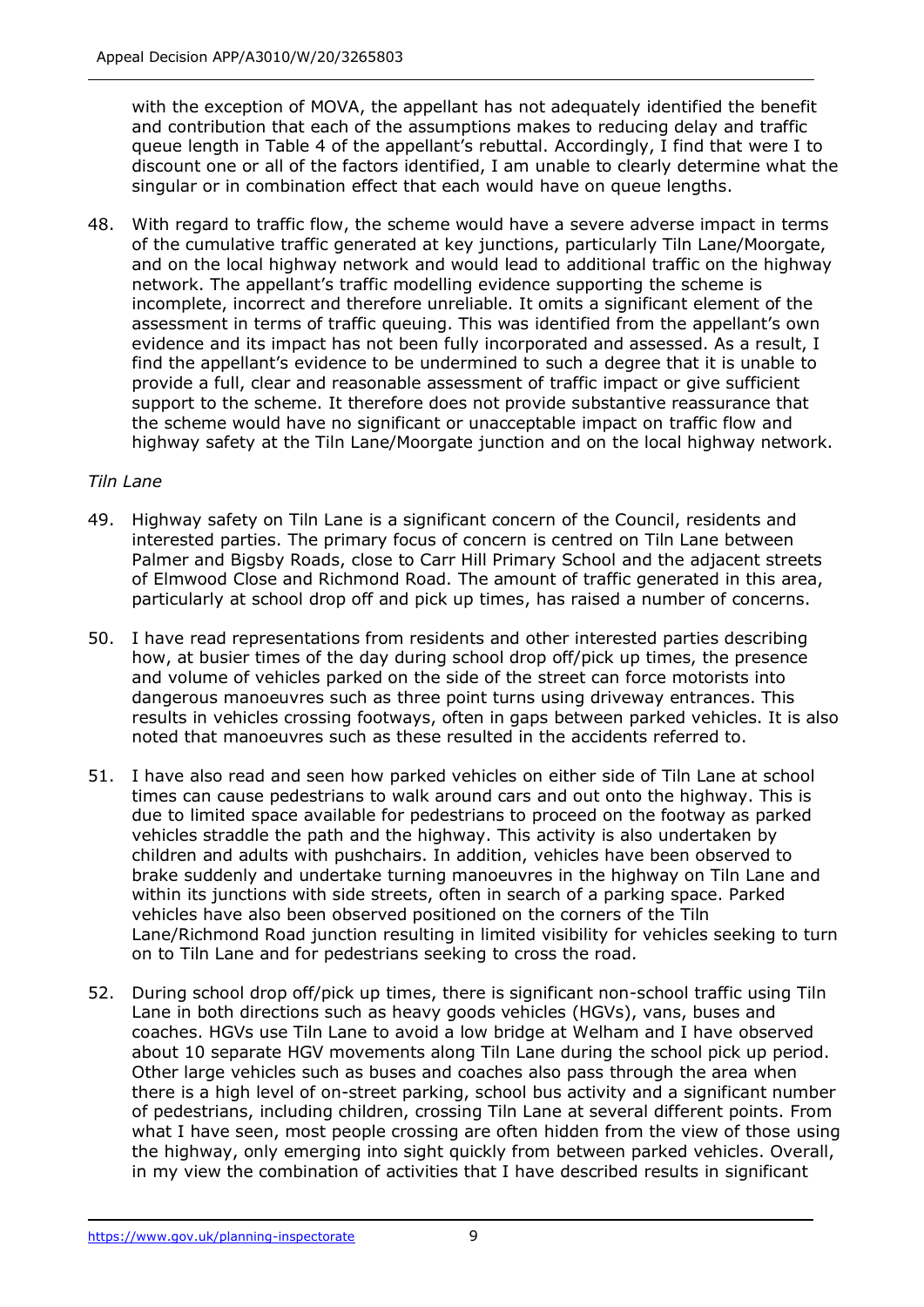with the exception of MOVA, the appellant has not adequately identified the benefit and contribution that each of the assumptions makes to reducing delay and traffic queue length in Table 4 of the appellant's rebuttal. Accordingly, I find that were I to discount one or all of the factors identified, I am unable to clearly determine what the singular or in combination effect that each would have on queue lengths.

48. With regard to traffic flow, the scheme would have a severe adverse impact in terms of the cumulative traffic generated at key junctions, particularly Tiln Lane/Moorgate, and on the local highway network and would lead to additional traffic on the highway network. The appellant's traffic modelling evidence supporting the scheme is incomplete, incorrect and therefore unreliable. It omits a significant element of the assessment in terms of traffic queuing. This was identified from the appellant's own evidence and its impact has not been fully incorporated and assessed. As a result, I find the appellant's evidence to be undermined to such a degree that it is unable to provide a full, clear and reasonable assessment of traffic impact or give sufficient support to the scheme. It therefore does not provide substantive reassurance that the scheme would have no significant or unacceptable impact on traffic flow and highway safety at the Tiln Lane/Moorgate junction and on the local highway network.

*Tiln Lane*

49. Highway safety on Tiln Lane is a significant concern of the Council, residents and interested parties. The primary focus of concern is centred on Tiln Lane between Palmer and Bigsby Roads, close to Carr Hill Primary School and the adjacent streets of Elmwood Close and Richmond Road. The amount of traffic generated in this area, particularly at school drop off and pick up times, has raised a number of concerns.

50. I have read representations from residents and other interested parties describing how, at busier times of the day during school drop off/pick up times, the presence and volume of vehicles parked on the side of the street can force motorists into dangerous manoeuvres such as three point turns using driveway entrances. This results in vehicles crossing footways, often in gaps between parked vehicles. It is also noted that manoeuvres such as these resulted in the accidents referred to.

51. I have also read and seen how parked vehicles on either side of Tiln Lane at school times can cause pedestrians to walk around cars and out onto the highway. This is due to limited space available for pedestrians to proceed on the footway as parked vehicles straddle the path and the highway. This activity is also undertaken by children and adults with pushchairs. In addition, vehicles have been observed to brake suddenly and undertake turning manoeuvres in the highway on Tiln Lane and within its junctions with side streets, often in search of a parking space. Parked vehicles have also been observed positioned on the corners of the Tiln Lane/Richmond Road junction resulting in limited visibility for vehicles seeking to turn on to Tiln Lane and for pedestrians seeking to cross the road.

52. During school drop off/pick up times, there is significant non-school traffic using Tiln Lane in both directions such as heavy goods vehicles (HGVs), vans, buses and coaches. HGVs use Tiln Lane to avoid a low bridge at Welham and I have observed about 10 separate HGV movements along Tiln Lane during the school pick up period. Other large vehicles such as buses and coaches also pass through the area when there is a high level of on-street parking, school bus activity and a significant number of pedestrians, including children, crossing Tiln Lane at several different points. From what I have seen, most people crossing are often hidden from the view of those using the highway, only emerging into sight quickly from between parked vehicles. Overall, in my view the combination of activities that I have described results in significant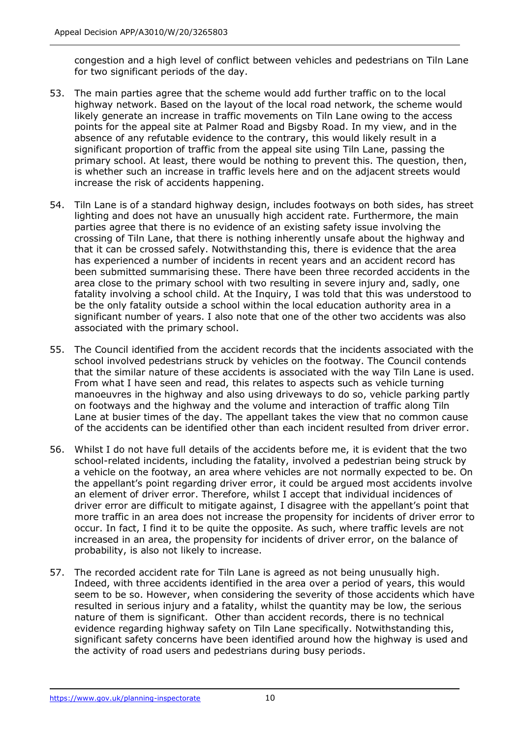congestion and a high level of conflict between vehicles and pedestrians on Tiln Lane for two significant periods of the day.

53. The main parties agree that the scheme would add further traffic on to the local highway network. Based on the layout of the local road network, the scheme would likely generate an increase in traffic movements on Tiln Lane owing to the access points for the appeal site at Palmer Road and Bigsby Road. In my view, and in the absence of any refutable evidence to the contrary, this would likely result in a significant proportion of traffic from the appeal site using Tiln Lane, passing the primary school. At least, there would be nothing to prevent this. The question, then, is whether such an increase in traffic levels here and on the adjacent streets would increase the risk of accidents happening.

54. Tiln Lane is of a standard highway design, includes footways on both sides, has street lighting and does not have an unusually high accident rate. Furthermore, the main parties agree that there is no evidence of an existing safety issue involving the crossing of Tiln Lane, that there is nothing inherently unsafe about the highway and that it can be crossed safely. Notwithstanding this, there is evidence that the area has experienced a number of incidents in recent years and an accident record has been submitted summarising these. There have been three recorded accidents in the area close to the primary school with two resulting in severe injury and, sadly, one fatality involving a school child. At the Inquiry, I was told that this was understood to be the only fatality outside a school within the local education authority area in a significant number of years. I also note that one of the other two accidents was also associated with the primary school.

55. The Council identified from the accident records that the incidents associated with the school involved pedestrians struck by vehicles on the footway. The Council contends that the similar nature of these accidents is associated with the way Tiln Lane is used. From what I have seen and read, this relates to aspects such as vehicle turning manoeuvres in the highway and also using driveways to do so, vehicle parking partly on footways and the highway and the volume and interaction of traffic along Tiln Lane at busier times of the day. The appellant takes the view that no common cause of the accidents can be identified other than each incident resulted from driver error.

56. Whilst I do not have full details of the accidents before me, it is evident that the two school-related incidents, including the fatality, involved a pedestrian being struck by a vehicle on the footway, an area where vehicles are not normally expected to be. On the appellant's point regarding driver error, it could be argued most accidents involve an element of driver error. Therefore, whilst I accept that individual incidences of driver error are difficult to mitigate against, I disagree with the appellant's point that more traffic in an area does not increase the propensity for incidents of driver error to occur. In fact, I find it to be quite the opposite. As such, where traffic levels are not increased in an area, the propensity for incidents of driver error, on the balance of probability, is also not likely to increase.

57. The recorded accident rate for Tiln Lane is agreed as not being unusually high. Indeed, with three accidents identified in the area over a period of years, this would seem to be so. However, when considering the severity of those accidents which have resulted in serious injury and a fatality, whilst the quantity may be low, the serious nature of them is significant. Other than accident records, there is no technical evidence regarding highway safety on Tiln Lane specifically. Notwithstanding this, significant safety concerns have been identified around how the highway is used and the activity of road users and pedestrians during busy periods.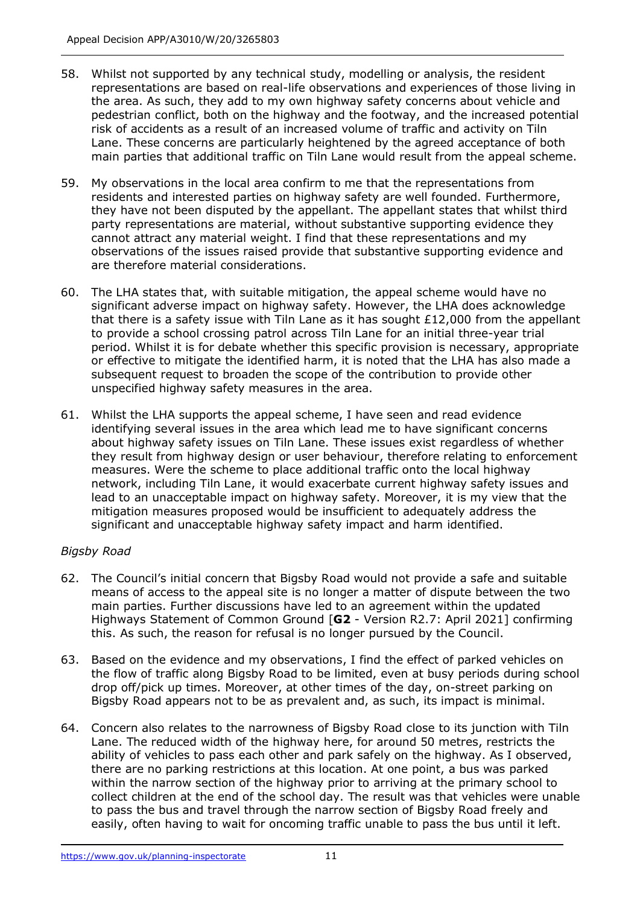58. Whilst not supported by any technical study, modelling or analysis, the resident representations are based on real-life observations and experiences of those living in the area. As such, they add to my own highway safety concerns about vehicle and pedestrian conflict, both on the highway and the footway, and the increased potential risk of accidents as a result of an increased volume of traffic and activity on Tiln Lane. These concerns are particularly heightened by the agreed acceptance of both main parties that additional traffic on Tiln Lane would result from the appeal scheme.

59. My observations in the local area confirm to me that the representations from residents and interested parties on highway safety are well founded. Furthermore, they have not been disputed by the appellant. The appellant states that whilst third party representations are material, without substantive supporting evidence they cannot attract any material weight. I find that these representations and my observations of the issues raised provide that substantive supporting evidence and are therefore material considerations.

60. The LHA states that, with suitable mitigation, the appeal scheme would have no significant adverse impact on highway safety. However, the LHA does acknowledge that there is a safety issue with Tiln Lane as it has sought £12,000 from the appellant to provide a school crossing patrol across Tiln Lane for an initial three-year trial period. Whilst it is for debate whether this specific provision is necessary, appropriate or effective to mitigate the identified harm, it is noted that the LHA has also made a subsequent request to broaden the scope of the contribution to provide other unspecified highway safety measures in the area.

61. Whilst the LHA supports the appeal scheme, I have seen and read evidence identifying several issues in the area which lead me to have significant concerns about highway safety issues on Tiln Lane. These issues exist regardless of whether they result from highway design or user behaviour, therefore relating to enforcement measures. Were the scheme to place additional traffic onto the local highway network, including Tiln Lane, it would exacerbate current highway safety issues and lead to an unacceptable impact on highway safety. Moreover, it is my view that the mitigation measures proposed would be insufficient to adequately address the significant and unacceptable highway safety impact and harm identified.

*Bigsby Road*

62. The Council's initial concern that Bigsby Road would not provide a safe and suitable means of access to the appeal site is no longer a matter of dispute between the two main parties. Further discussions have led to an agreement within the updated Highways Statement of Common Ground [**G2** - Version R2.7: April 2021] confirming this. As such, the reason for refusal is no longer pursued by the Council.

63. Based on the evidence and my observations, I find the effect of parked vehicles on the flow of traffic along Bigsby Road to be limited, even at busy periods during school drop off/pick up times. Moreover, at other times of the day, on-street parking on Bigsby Road appears not to be as prevalent and, as such, its impact is minimal.

64. Concern also relates to the narrowness of Bigsby Road close to its junction with Tiln Lane. The reduced width of the highway here, for around 50 metres, restricts the ability of vehicles to pass each other and park safely on the highway. As I observed, there are no parking restrictions at this location. At one point, a bus was parked within the narrow section of the highway prior to arriving at the primary school to collect children at the end of the school day. The result was that vehicles were unable to pass the bus and travel through the narrow section of Bigsby Road freely and easily, often having to wait for oncoming traffic unable to pass the bus until it left.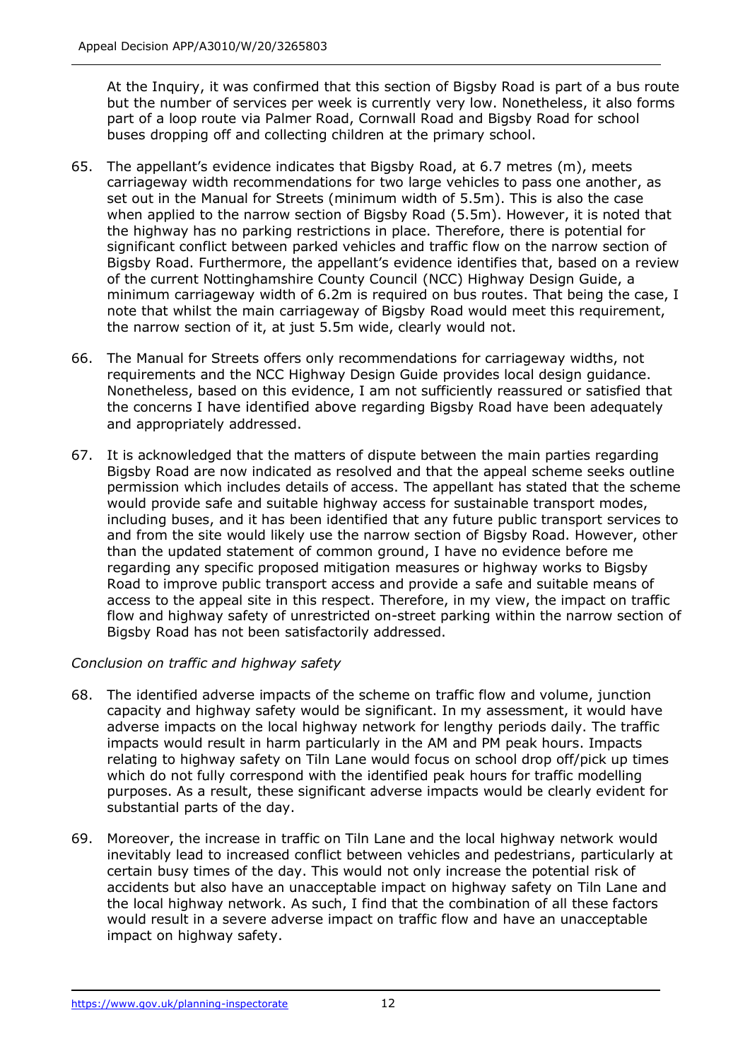At the Inquiry, it was confirmed that this section of Bigsby Road is part of a bus route but the number of services per week is currently very low. Nonetheless, it also forms part of a loop route via Palmer Road, Cornwall Road and Bigsby Road for school buses dropping off and collecting children at the primary school.

65. The appellant's evidence indicates that Bigsby Road, at 6.7 metres (m), meets carriageway width recommendations for two large vehicles to pass one another, as set out in the Manual for Streets (minimum width of 5.5m). This is also the case when applied to the narrow section of Bigsby Road (5.5m). However, it is noted that the highway has no parking restrictions in place. Therefore, there is potential for significant conflict between parked vehicles and traffic flow on the narrow section of Bigsby Road. Furthermore, the appellant's evidence identifies that, based on a review of the current Nottinghamshire County Council (NCC) Highway Design Guide, a minimum carriageway width of 6.2m is required on bus routes. That being the case, I note that whilst the main carriageway of Bigsby Road would meet this requirement, the narrow section of it, at just 5.5m wide, clearly would not.

66. The Manual for Streets offers only recommendations for carriageway widths, not requirements and the NCC Highway Design Guide provides local design guidance. Nonetheless, based on this evidence, I am not sufficiently reassured or satisfied that the concerns I have identified above regarding Bigsby Road have been adequately and appropriately addressed.

67. It is acknowledged that the matters of dispute between the main parties regarding Bigsby Road are now indicated as resolved and that the appeal scheme seeks outline permission which includes details of access. The appellant has stated that the scheme would provide safe and suitable highway access for sustainable transport modes, including buses, and it has been identified that any future public transport services to and from the site would likely use the narrow section of Bigsby Road. However, other than the updated statement of common ground, I have no evidence before me regarding any specific proposed mitigation measures or highway works to Bigsby Road to improve public transport access and provide a safe and suitable means of access to the appeal site in this respect. Therefore, in my view, the impact on traffic flow and highway safety of unrestricted on-street parking within the narrow section of Bigsby Road has not been satisfactorily addressed.

*Conclusion on traffic and highway safety*

68. The identified adverse impacts of the scheme on traffic flow and volume, junction capacity and highway safety would be significant. In my assessment, it would have adverse impacts on the local highway network for lengthy periods daily. The traffic impacts would result in harm particularly in the AM and PM peak hours. Impacts relating to highway safety on Tiln Lane would focus on school drop off/pick up times which do not fully correspond with the identified peak hours for traffic modelling purposes. As a result, these significant adverse impacts would be clearly evident for substantial parts of the day.

69. Moreover, the increase in traffic on Tiln Lane and the local highway network would inevitably lead to increased conflict between vehicles and pedestrians, particularly at certain busy times of the day. This would not only increase the potential risk of accidents but also have an unacceptable impact on highway safety on Tiln Lane and the local highway network. As such, I find that the combination of all these factors would result in a severe adverse impact on traffic flow and have an unacceptable impact on highway safety.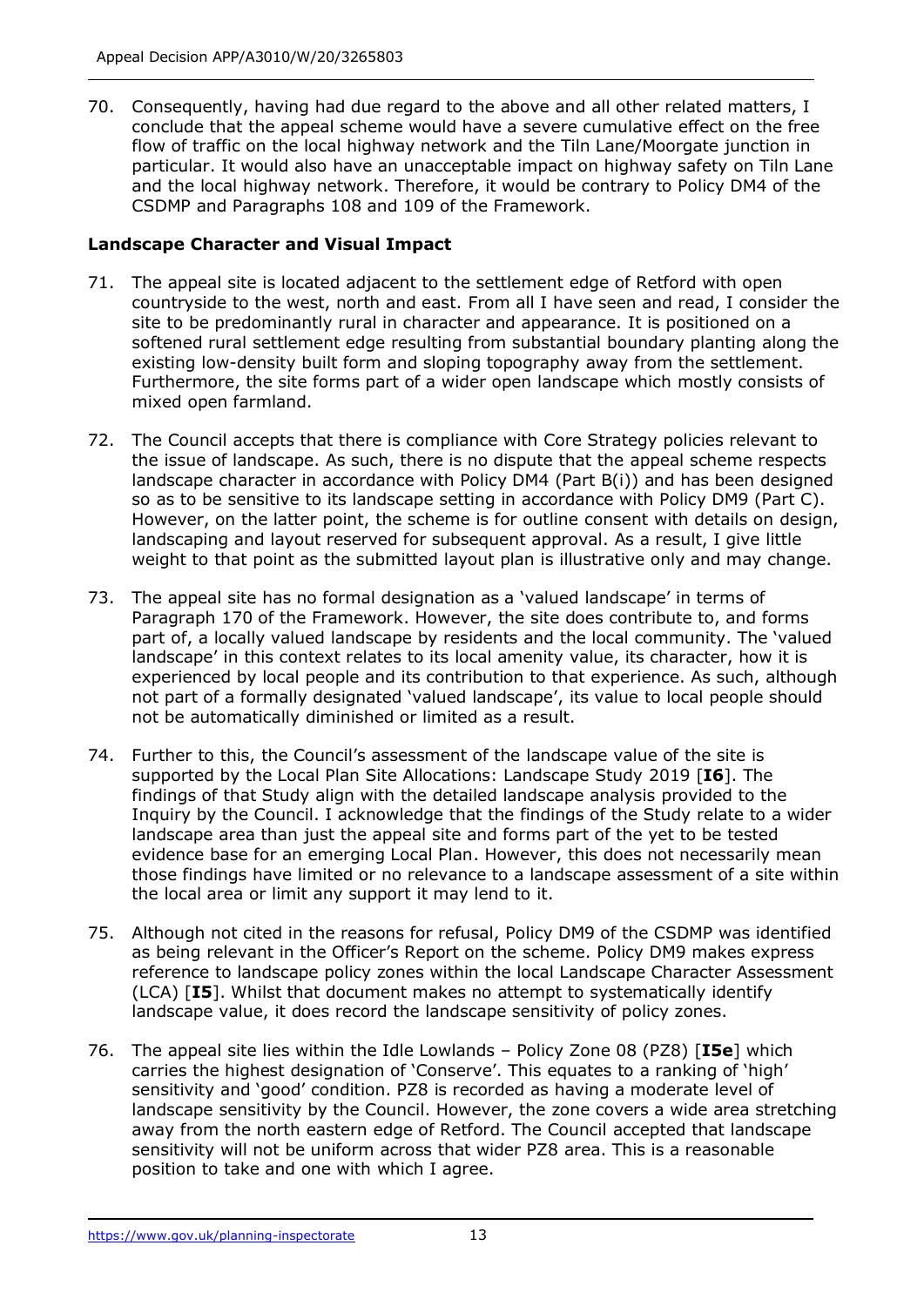70. Consequently, having had due regard to the above and all other related matters, I conclude that the appeal scheme would have a severe cumulative effect on the free flow of traffic on the local highway network and the Tiln Lane/Moorgate junction in particular. It would also have an unacceptable impact on highway safety on Tiln Lane and the local highway network. Therefore, it would be contrary to Policy DM4 of the CSDMP and Paragraphs 108 and 109 of the Framework.

**Landscape Character and Visual Impact**

71. The appeal site is located adjacent to the settlement edge of Retford with open countryside to the west, north and east. From all I have seen and read, I consider the site to be predominantly rural in character and appearance. It is positioned on a softened rural settlement edge resulting from substantial boundary planting along the existing low-density built form and sloping topography away from the settlement. Furthermore, the site forms part of a wider open landscape which mostly consists of mixed open farmland.

72. The Council accepts that there is compliance with Core Strategy policies relevant to the issue of landscape. As such, there is no dispute that the appeal scheme respects landscape character in accordance with Policy DM4 (Part B(i)) and has been designed so as to be sensitive to its landscape setting in accordance with Policy DM9 (Part C). However, on the latter point, the scheme is for outline consent with details on design, landscaping and layout reserved for subsequent approval. As a result, I give little weight to that point as the submitted layout plan is illustrative only and may change.

73. The appeal site has no formal designation as a 'valued landscape' in terms of Paragraph 170 of the Framework. However, the site does contribute to, and forms part of, a locally valued landscape by residents and the local community. The 'valued landscape' in this context relates to its local amenity value, its character, how it is experienced by local people and its contribution to that experience. As such, although not part of a formally designated 'valued landscape', its value to local people should not be automatically diminished or limited as a result.

74. Further to this, the Council's assessment of the landscape value of the site is supported by the Local Plan Site Allocations: Landscape Study 2019 [**I6**]. The findings of that Study align with the detailed landscape analysis provided to the Inquiry by the Council. I acknowledge that the findings of the Study relate to a wider landscape area than just the appeal site and forms part of the yet to be tested evidence base for an emerging Local Plan. However, this does not necessarily mean those findings have limited or no relevance to a landscape assessment of a site within the local area or limit any support it may lend to it.

75. Although not cited in the reasons for refusal, Policy DM9 of the CSDMP was identified as being relevant in the Officer's Report on the scheme. Policy DM9 makes express reference to landscape policy zones within the local Landscape Character Assessment (LCA) [**I5**]. Whilst that document makes no attempt to systematically identify landscape value, it does record the landscape sensitivity of policy zones.

76. The appeal site lies within the Idle Lowlands – Policy Zone 08 (PZ8) [**I5e**] which carries the highest designation of 'Conserve'. This equates to a ranking of 'high' sensitivity and 'good' condition. PZ8 is recorded as having a moderate level of landscape sensitivity by the Council. However, the zone covers a wide area stretching away from the north eastern edge of Retford. The Council accepted that landscape sensitivity will not be uniform across that wider PZ8 area. This is a reasonable position to take and one with which I agree.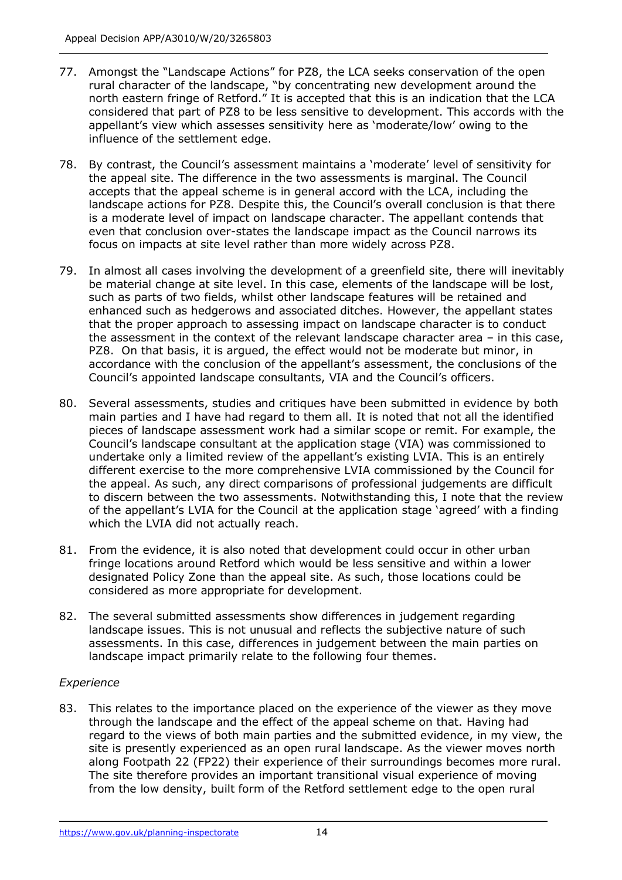77. Amongst the "Landscape Actions" for PZ8, the LCA seeks conservation of the open rural character of the landscape, "by concentrating new development around the north eastern fringe of Retford." It is accepted that this is an indication that the LCA considered that part of PZ8 to be less sensitive to development. This accords with the appellant's view which assesses sensitivity here as 'moderate/low' owing to the influence of the settlement edge.

78. By contrast, the Council's assessment maintains a 'moderate' level of sensitivity for the appeal site. The difference in the two assessments is marginal. The Council accepts that the appeal scheme is in general accord with the LCA, including the landscape actions for PZ8. Despite this, the Council's overall conclusion is that there is a moderate level of impact on landscape character. The appellant contends that even that conclusion over-states the landscape impact as the Council narrows its focus on impacts at site level rather than more widely across PZ8.

79. In almost all cases involving the development of a greenfield site, there will inevitably be material change at site level. In this case, elements of the landscape will be lost, such as parts of two fields, whilst other landscape features will be retained and enhanced such as hedgerows and associated ditches. However, the appellant states that the proper approach to assessing impact on landscape character is to conduct the assessment in the context of the relevant landscape character area – in this case, PZ8. On that basis, it is argued, the effect would not be moderate but minor, in accordance with the conclusion of the appellant's assessment, the conclusions of the Council's appointed landscape consultants, VIA and the Council's officers.

80. Several assessments, studies and critiques have been submitted in evidence by both main parties and I have had regard to them all. It is noted that not all the identified pieces of landscape assessment work had a similar scope or remit. For example, the Council's landscape consultant at the application stage (VIA) was commissioned to undertake only a limited review of the appellant's existing LVIA. This is an entirely different exercise to the more comprehensive LVIA commissioned by the Council for the appeal. As such, any direct comparisons of professional judgements are difficult to discern between the two assessments. Notwithstanding this, I note that the review of the appellant's LVIA for the Council at the application stage 'agreed' with a finding which the LVIA did not actually reach.

81. From the evidence, it is also noted that development could occur in other urban fringe locations around Retford which would be less sensitive and within a lower designated Policy Zone than the appeal site. As such, those locations could be considered as more appropriate for development.

82. The several submitted assessments show differences in judgement regarding landscape issues. This is not unusual and reflects the subjective nature of such assessments. In this case, differences in judgement between the main parties on landscape impact primarily relate to the following four themes.

*Experience*

83. This relates to the importance placed on the experience of the viewer as they move through the landscape and the effect of the appeal scheme on that. Having had regard to the views of both main parties and the submitted evidence, in my view, the site is presently experienced as an open rural landscape. As the viewer moves north along Footpath 22 (FP22) their experience of their surroundings becomes more rural. The site therefore provides an important transitional visual experience of moving from the low density, built form of the Retford settlement edge to the open rural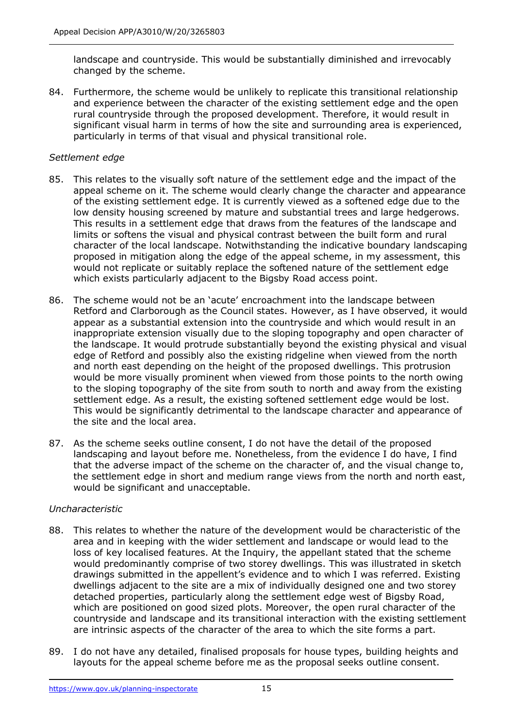landscape and countryside. This would be substantially diminished and irrevocably changed by the scheme.

84. Furthermore, the scheme would be unlikely to replicate this transitional relationship and experience between the character of the existing settlement edge and the open rural countryside through the proposed development. Therefore, it would result in significant visual harm in terms of how the site and surrounding area is experienced, particularly in terms of that visual and physical transitional role.

*Settlement edge*

85. This relates to the visually soft nature of the settlement edge and the impact of the appeal scheme on it. The scheme would clearly change the character and appearance of the existing settlement edge. It is currently viewed as a softened edge due to the low density housing screened by mature and substantial trees and large hedgerows. This results in a settlement edge that draws from the features of the landscape and limits or softens the visual and physical contrast between the built form and rural character of the local landscape. Notwithstanding the indicative boundary landscaping proposed in mitigation along the edge of the appeal scheme, in my assessment, this would not replicate or suitably replace the softened nature of the settlement edge which exists particularly adjacent to the Bigsby Road access point.

86. The scheme would not be an 'acute' encroachment into the landscape between Retford and Clarborough as the Council states. However, as I have observed, it would appear as a substantial extension into the countryside and which would result in an inappropriate extension visually due to the sloping topography and open character of the landscape. It would protrude substantially beyond the existing physical and visual edge of Retford and possibly also the existing ridgeline when viewed from the north and north east depending on the height of the proposed dwellings. This protrusion would be more visually prominent when viewed from those points to the north owing to the sloping topography of the site from south to north and away from the existing settlement edge. As a result, the existing softened settlement edge would be lost. This would be significantly detrimental to the landscape character and appearance of the site and the local area.

87. As the scheme seeks outline consent, I do not have the detail of the proposed landscaping and layout before me. Nonetheless, from the evidence I do have, I find that the adverse impact of the scheme on the character of, and the visual change to, the settlement edge in short and medium range views from the north and north east, would be significant and unacceptable.

*Uncharacteristic*

88. This relates to whether the nature of the development would be characteristic of the area and in keeping with the wider settlement and landscape or would lead to the loss of key localised features. At the Inquiry, the appellant stated that the scheme would predominantly comprise of two storey dwellings. This was illustrated in sketch drawings submitted in the appellent's evidence and to which I was referred. Existing dwellings adjacent to the site are a mix of individually designed one and two storey detached properties, particularly along the settlement edge west of Bigsby Road, which are positioned on good sized plots. Moreover, the open rural character of the countryside and landscape and its transitional interaction with the existing settlement are intrinsic aspects of the character of the area to which the site forms a part.

89. I do not have any detailed, finalised proposals for house types, building heights and layouts for the appeal scheme before me as the proposal seeks outline consent.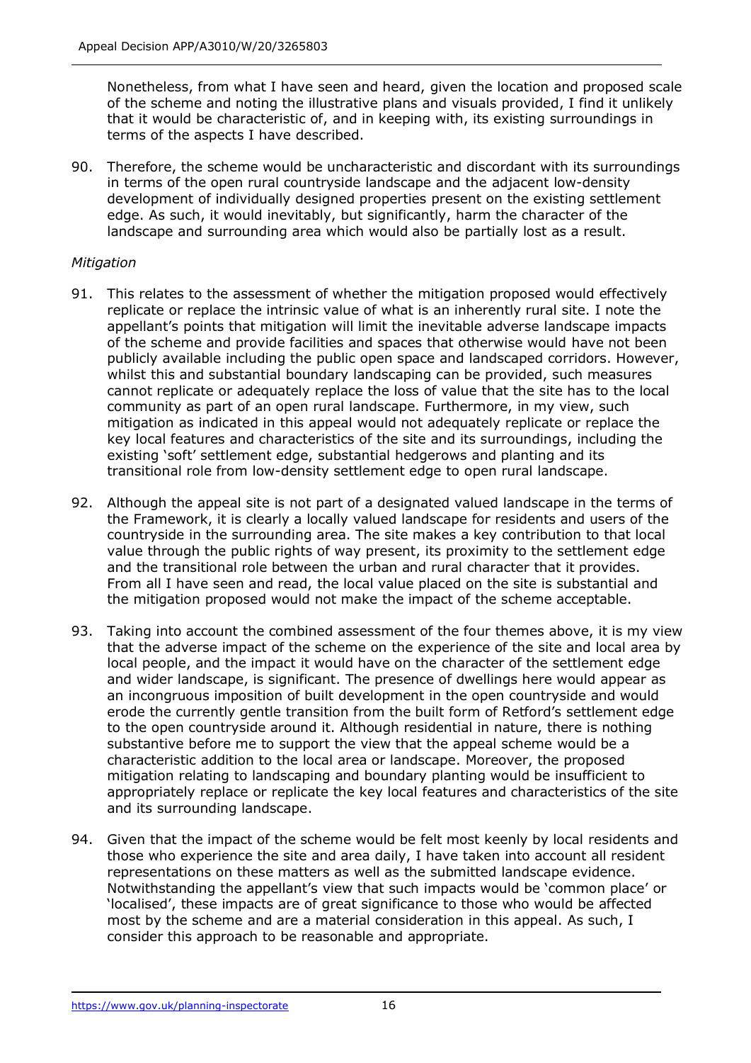Nonetheless, from what I have seen and heard, given the location and proposed scale of the scheme and noting the illustrative plans and visuals provided, I find it unlikely that it would be characteristic of, and in keeping with, its existing surroundings in terms of the aspects I have described.

90. Therefore, the scheme would be uncharacteristic and discordant with its surroundings in terms of the open rural countryside landscape and the adjacent low-density development of individually designed properties present on the existing settlement edge. As such, it would inevitably, but significantly, harm the character of the landscape and surrounding area which would also be partially lost as a result.

*Mitigation*

91. This relates to the assessment of whether the mitigation proposed would effectively replicate or replace the intrinsic value of what is an inherently rural site. I note the appellant's points that mitigation will limit the inevitable adverse landscape impacts of the scheme and provide facilities and spaces that otherwise would have not been publicly available including the public open space and landscaped corridors. However, whilst this and substantial boundary landscaping can be provided, such measures cannot replicate or adequately replace the loss of value that the site has to the local community as part of an open rural landscape. Furthermore, in my view, such mitigation as indicated in this appeal would not adequately replicate or replace the key local features and characteristics of the site and its surroundings, including the existing 'soft' settlement edge, substantial hedgerows and planting and its transitional role from low-density settlement edge to open rural landscape.

92. Although the appeal site is not part of a designated valued landscape in the terms of the Framework, it is clearly a locally valued landscape for residents and users of the countryside in the surrounding area. The site makes a key contribution to that local value through the public rights of way present, its proximity to the settlement edge and the transitional role between the urban and rural character that it provides. From all I have seen and read, the local value placed on the site is substantial and the mitigation proposed would not make the impact of the scheme acceptable.

93. Taking into account the combined assessment of the four themes above, it is my view that the adverse impact of the scheme on the experience of the site and local area by local people, and the impact it would have on the character of the settlement edge and wider landscape, is significant. The presence of dwellings here would appear as an incongruous imposition of built development in the open countryside and would erode the currently gentle transition from the built form of Retford's settlement edge to the open countryside around it. Although residential in nature, there is nothing substantive before me to support the view that the appeal scheme would be a characteristic addition to the local area or landscape. Moreover, the proposed mitigation relating to landscaping and boundary planting would be insufficient to appropriately replace or replicate the key local features and characteristics of the site and its surrounding landscape.

94. Given that the impact of the scheme would be felt most keenly by local residents and those who experience the site and area daily, I have taken into account all resident representations on these matters as well as the submitted landscape evidence. Notwithstanding the appellant's view that such impacts would be 'common place' or 'localised', these impacts are of great significance to those who would be affected most by the scheme and are a material consideration in this appeal. As such, I consider this approach to be reasonable and appropriate.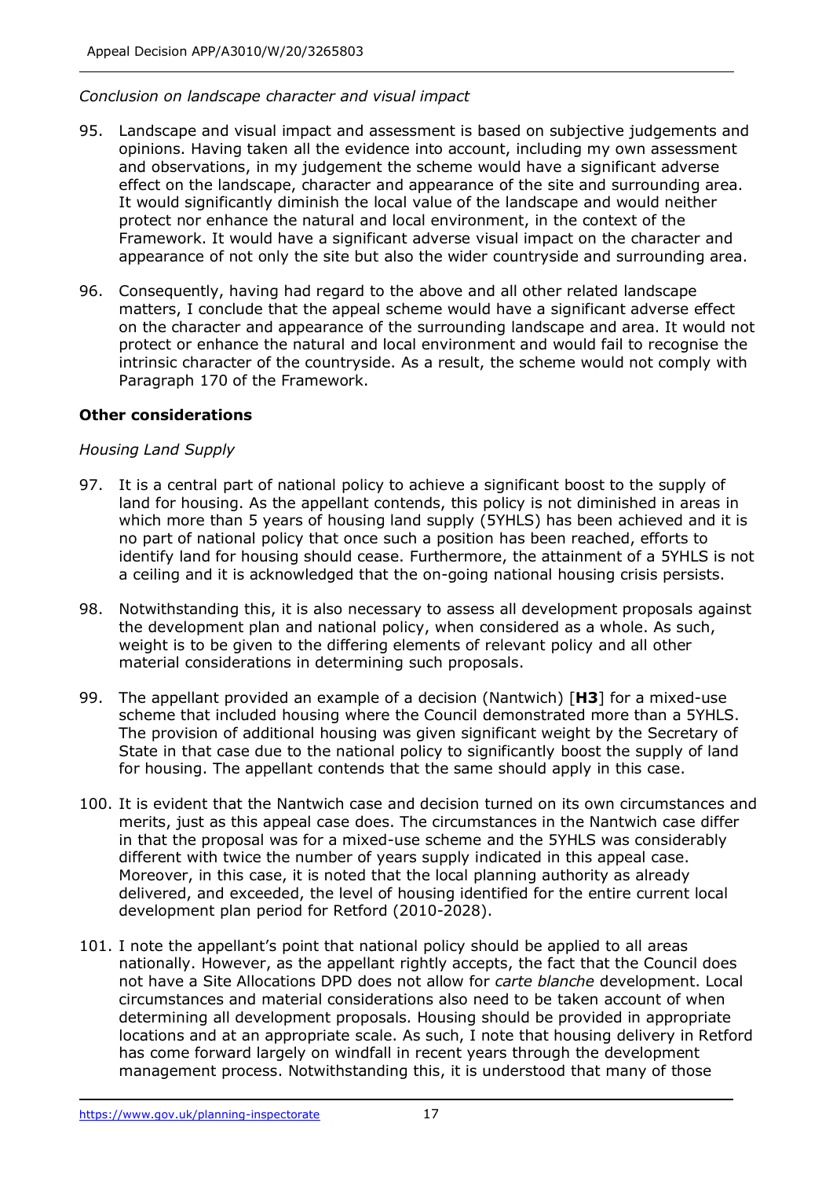*Conclusion on landscape character and visual impact*

95. Landscape and visual impact and assessment is based on subjective judgements and opinions. Having taken all the evidence into account, including my own assessment and observations, in my judgement the scheme would have a significant adverse effect on the landscape, character and appearance of the site and surrounding area. It would significantly diminish the local value of the landscape and would neither protect nor enhance the natural and local environment, in the context of the Framework. It would have a significant adverse visual impact on the character and appearance of not only the site but also the wider countryside and surrounding area.

96. Consequently, having had regard to the above and all other related landscape matters, I conclude that the appeal scheme would have a significant adverse effect on the character and appearance of the surrounding landscape and area. It would not protect or enhance the natural and local environment and would fail to recognise the intrinsic character of the countryside. As a result, the scheme would not comply with Paragraph 170 of the Framework.

## Other considerations

*Housing Land Supply*

97. It is a central part of national policy to achieve a significant boost to the supply of land for housing. As the appellant contends, this policy is not diminished in areas in which more than 5 years of housing land supply (5YHLS) has been achieved and it is no part of national policy that once such a position has been reached, efforts to identify land for housing should cease. Furthermore, the attainment of a 5YHLS is not a ceiling and it is acknowledged that the on-going national housing crisis persists.

98. Notwithstanding this, it is also necessary to assess all development proposals against the development plan and national policy, when considered as a whole. As such, weight is to be given to the differing elements of relevant policy and all other material considerations in determining such proposals.

99. The appellant provided an example of a decision (Nantwich) [**H3**] for a mixed-use scheme that included housing where the Council demonstrated more than a 5YHLS. The provision of additional housing was given significant weight by the Secretary of State in that case due to the national policy to significantly boost the supply of land for housing. The appellant contends that the same should apply in this case.

100. It is evident that the Nantwich case and decision turned on its own circumstances and merits, just as this appeal case does. The circumstances in the Nantwich case differ in that the proposal was for a mixed-use scheme and the 5YHLS was considerably different with twice the number of years supply indicated in this appeal case. Moreover, in this case, it is noted that the local planning authority as already delivered, and exceeded, the level of housing identified for the entire current local development plan period for Retford (2010-2028).

101. I note the appellant's point that national policy should be applied to all areas nationally. However, as the appellant rightly accepts, the fact that the Council does not have a Site Allocations DPD does not allow for *carte blanche* development. Local circumstances and material considerations also need to be taken account of when determining all development proposals. Housing should be provided in appropriate locations and at an appropriate scale. As such, I note that housing delivery in Retford has come forward largely on windfall in recent years through the development management process. Notwithstanding this, it is understood that many of those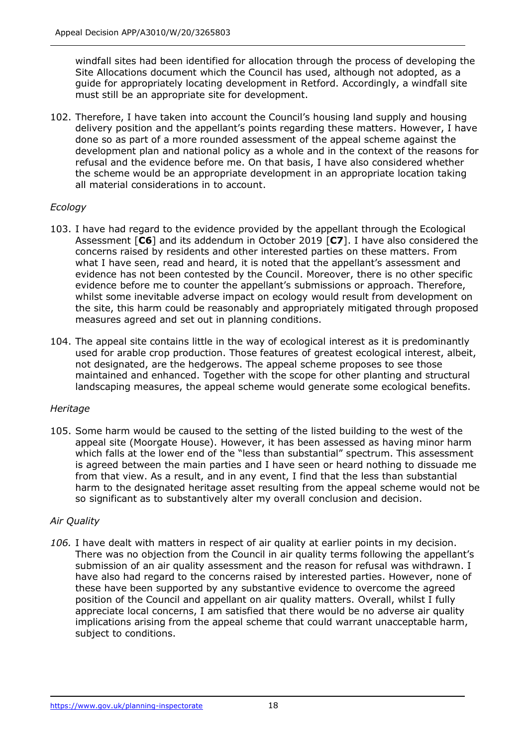windfall sites had been identified for allocation through the process of developing the Site Allocations document which the Council has used, although not adopted, as a guide for appropriately locating development in Retford. Accordingly, a windfall site must still be an appropriate site for development.

102. Therefore, I have taken into account the Council's housing land supply and housing delivery position and the appellant's points regarding these matters. However, I have done so as part of a more rounded assessment of the appeal scheme against the development plan and national policy as a whole and in the context of the reasons for refusal and the evidence before me. On that basis, I have also considered whether the scheme would be an appropriate development in an appropriate location taking all material considerations in to account.

*Ecology*

103. I have had regard to the evidence provided by the appellant through the Ecological Assessment [**C6**] and its addendum in October 2019 [**C7**]. I have also considered the concerns raised by residents and other interested parties on these matters. From what I have seen, read and heard, it is noted that the appellant's assessment and evidence has not been contested by the Council. Moreover, there is no other specific evidence before me to counter the appellant's submissions or approach. Therefore, whilst some inevitable adverse impact on ecology would result from development on the site, this harm could be reasonably and appropriately mitigated through proposed measures agreed and set out in planning conditions.

104. The appeal site contains little in the way of ecological interest as it is predominantly used for arable crop production. Those features of greatest ecological interest, albeit, not designated, are the hedgerows. The appeal scheme proposes to see those maintained and enhanced. Together with the scope for other planting and structural landscaping measures, the appeal scheme would generate some ecological benefits.

*Heritage*

105. Some harm would be caused to the setting of the listed building to the west of the appeal site (Moorgate House). However, it has been assessed as having minor harm which falls at the lower end of the "less than substantial" spectrum. This assessment is agreed between the main parties and I have seen or heard nothing to dissuade me from that view. As a result, and in any event, I find that the less than substantial harm to the designated heritage asset resulting from the appeal scheme would not be so significant as to substantively alter my overall conclusion and decision.

*Air Quality*

*106.* I have dealt with matters in respect of air quality at earlier points in my decision. There was no objection from the Council in air quality terms following the appellant's submission of an air quality assessment and the reason for refusal was withdrawn. I have also had regard to the concerns raised by interested parties. However, none of these have been supported by any substantive evidence to overcome the agreed position of the Council and appellant on air quality matters. Overall, whilst I fully appreciate local concerns, I am satisfied that there would be no adverse air quality implications arising from the appeal scheme that could warrant unacceptable harm, subject to conditions.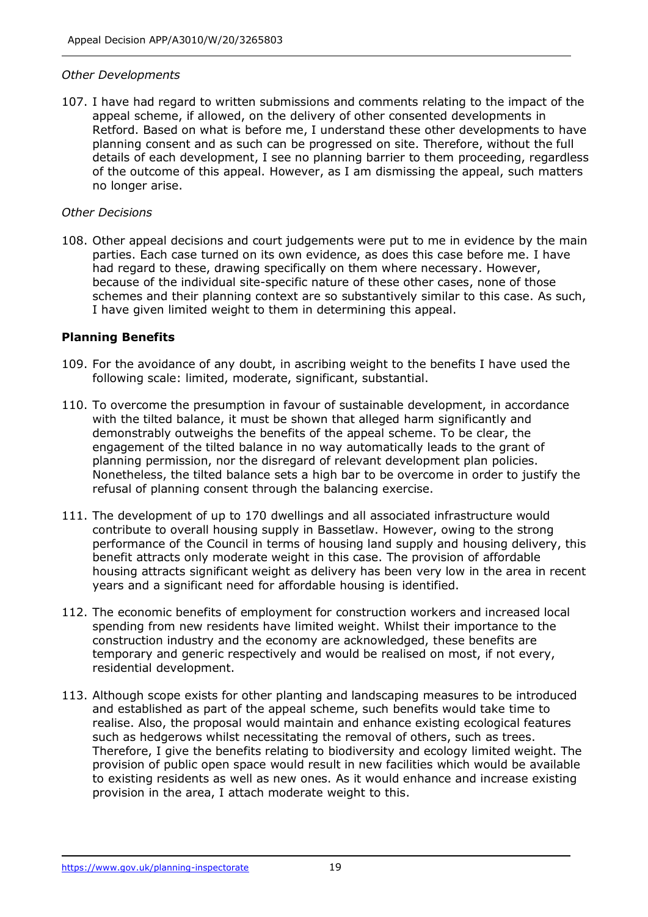*Other Developments*

107. I have had regard to written submissions and comments relating to the impact of the appeal scheme, if allowed, on the delivery of other consented developments in Retford. Based on what is before me, I understand these other developments to have planning consent and as such can be progressed on site. Therefore, without the full details of each development, I see no planning barrier to them proceeding, regardless of the outcome of this appeal. However, as I am dismissing the appeal, such matters no longer arise.

*Other Decisions*

108. Other appeal decisions and court judgements were put to me in evidence by the main parties. Each case turned on its own evidence, as does this case before me. I have had regard to these, drawing specifically on them where necessary. However, because of the individual site-specific nature of these other cases, none of those schemes and their planning context are so substantively similar to this case. As such, I have given limited weight to them in determining this appeal.

**Planning Benefits**

109. For the avoidance of any doubt, in ascribing weight to the benefits I have used the following scale: limited, moderate, significant, substantial.

110. To overcome the presumption in favour of sustainable development, in accordance with the tilted balance, it must be shown that alleged harm significantly and demonstrably outweighs the benefits of the appeal scheme. To be clear, the engagement of the tilted balance in no way automatically leads to the grant of planning permission, nor the disregard of relevant development plan policies. Nonetheless, the tilted balance sets a high bar to be overcome in order to justify the refusal of planning consent through the balancing exercise.

111. The development of up to 170 dwellings and all associated infrastructure would contribute to overall housing supply in Bassetlaw. However, owing to the strong performance of the Council in terms of housing land supply and housing delivery, this benefit attracts only moderate weight in this case. The provision of affordable housing attracts significant weight as delivery has been very low in the area in recent years and a significant need for affordable housing is identified.

112. The economic benefits of employment for construction workers and increased local spending from new residents have limited weight. Whilst their importance to the construction industry and the economy are acknowledged, these benefits are temporary and generic respectively and would be realised on most, if not every, residential development.

113. Although scope exists for other planting and landscaping measures to be introduced and established as part of the appeal scheme, such benefits would take time to realise. Also, the proposal would maintain and enhance existing ecological features such as hedgerows whilst necessitating the removal of others, such as trees. Therefore, I give the benefits relating to biodiversity and ecology limited weight. The provision of public open space would result in new facilities which would be available to existing residents as well as new ones. As it would enhance and increase existing provision in the area, I attach moderate weight to this.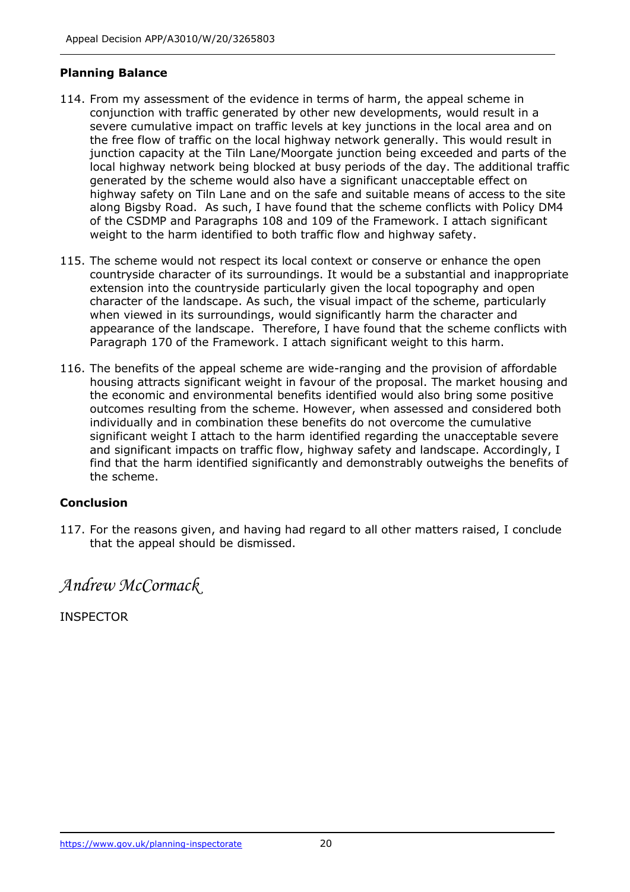## Planning Balance

114. From my assessment of the evidence in terms of harm, the appeal scheme in conjunction with traffic generated by other new developments, would result in a severe cumulative impact on traffic levels at key junctions in the local area and on the free flow of traffic on the local highway network generally. This would result in junction capacity at the Tiln Lane/Moorgate junction being exceeded and parts of the local highway network being blocked at busy periods of the day. The additional traffic generated by the scheme would also have a significant unacceptable effect on highway safety on Tiln Lane and on the safe and suitable means of access to the site along Bigsby Road. As such, I have found that the scheme conflicts with Policy DM4 of the CSDMP and Paragraphs 108 and 109 of the Framework. I attach significant weight to the harm identified to both traffic flow and highway safety.

115. The scheme would not respect its local context or conserve or enhance the open countryside character of its surroundings. It would be a substantial and inappropriate extension into the countryside particularly given the local topography and open character of the landscape. As such, the visual impact of the scheme, particularly when viewed in its surroundings, would significantly harm the character and appearance of the landscape. Therefore, I have found that the scheme conflicts with Paragraph 170 of the Framework. I attach significant weight to this harm.

116. The benefits of the appeal scheme are wide-ranging and the provision of affordable housing attracts significant weight in favour of the proposal. The market housing and the economic and environmental benefits identified would also bring some positive outcomes resulting from the scheme. However, when assessed and considered both individually and in combination these benefits do not overcome the cumulative significant weight I attach to the harm identified regarding the unacceptable severe and significant impacts on traffic flow, highway safety and landscape. Accordingly, I find that the harm identified significantly and demonstrably outweighs the benefits of the scheme.

## Conclusion

117. For the reasons given, and having had regard to all other matters raised, I conclude that the appeal should be dismissed.

*Andrew McCormack*

INSPECTOR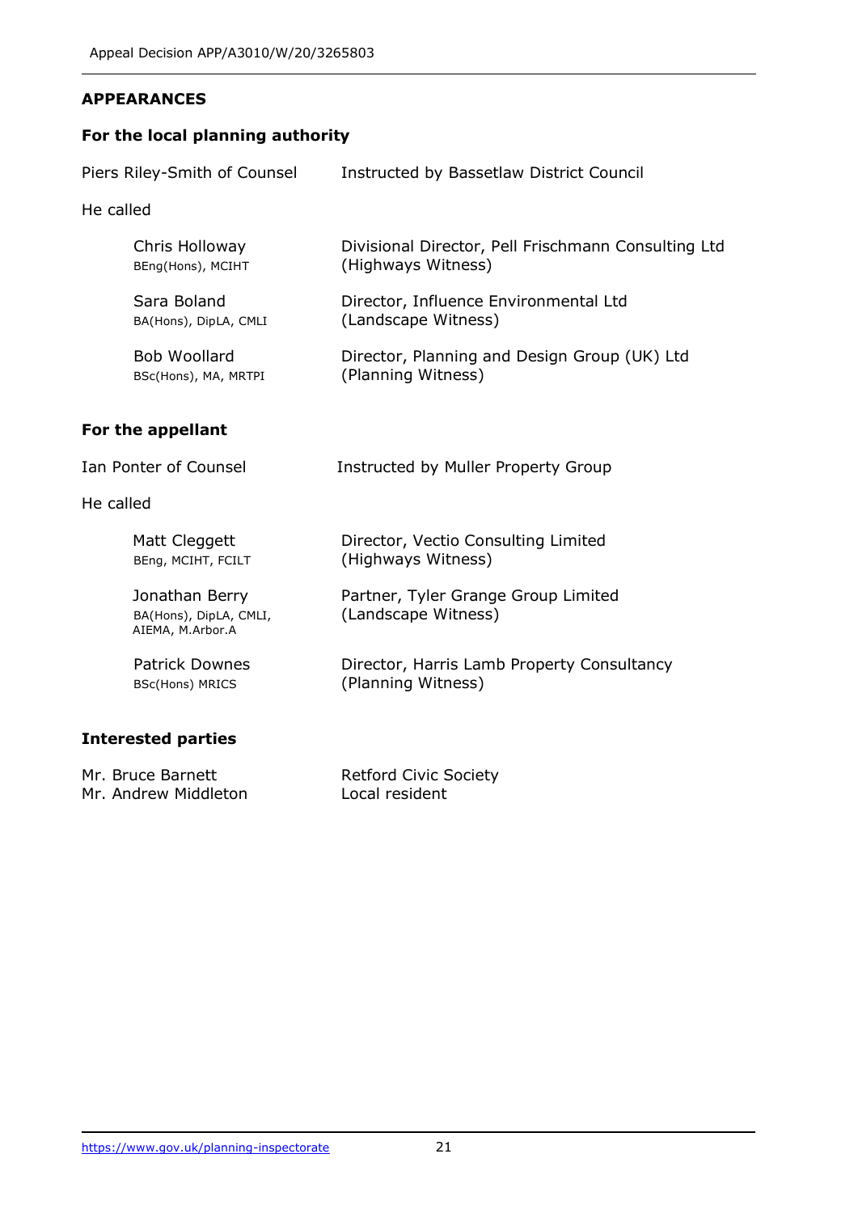## APPEARANCES

### For the local planning authority

Piers Riley-Smith of Counsel — Instructed by Bassetlaw District Council

He called

| | |
|---|---|
| Chris Holloway<br>BEng(Hons), MCIHT | Divisional Director, Pell Frischmann Consulting Ltd<br>(Highways Witness) |
| Sara Boland<br>BA(Hons), DipLA, CMLI | Director, Influence Environmental Ltd<br>(Landscape Witness) |
| Bob Woollard<br>BSc(Hons), MA, MRTPI | Director, Planning and Design Group (UK) Ltd<br>(Planning Witness) |

### For the appellant

Ian Ponter of Counsel — Instructed by Muller Property Group

He called

| | |
|---|---|
| Matt Cleggett<br>BEng, MCIHT, FCILT | Director, Vectio Consulting Limited<br>(Highways Witness) |
| Jonathan Berry<br>BA(Hons), DipLA, CMLI, AIEMA, M.Arbor.A | Partner, Tyler Grange Group Limited<br>(Landscape Witness) |
| Patrick Downes<br>BSc(Hons) MRICS | Director, Harris Lamb Property Consultancy<br>(Planning Witness) |

### Interested parties

| | |
|---|---|
| Mr. Bruce Barnett | Retford Civic Society |
| Mr. Andrew Middleton | Local resident |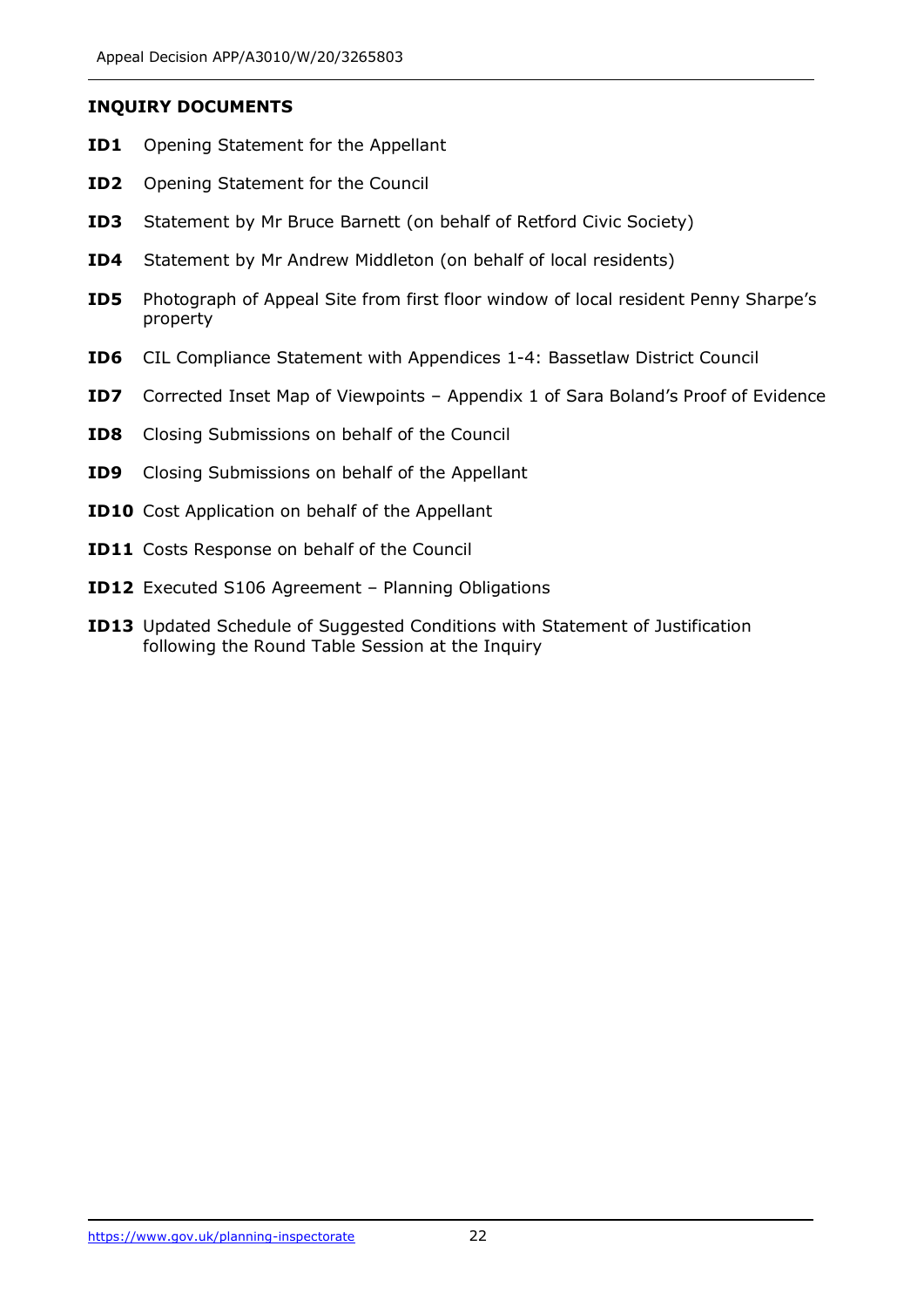## INQUIRY DOCUMENTS

**ID1** Opening Statement for the Appellant

**ID2** Opening Statement for the Council

**ID3** Statement by Mr Bruce Barnett (on behalf of Retford Civic Society)

**ID4** Statement by Mr Andrew Middleton (on behalf of local residents)

**ID5** Photograph of Appeal Site from first floor window of local resident Penny Sharpe's property

**ID6** CIL Compliance Statement with Appendices 1-4: Bassetlaw District Council

**ID7** Corrected Inset Map of Viewpoints – Appendix 1 of Sara Boland's Proof of Evidence

**ID8** Closing Submissions on behalf of the Council

**ID9** Closing Submissions on behalf of the Appellant

**ID10** Cost Application on behalf of the Appellant

**ID11** Costs Response on behalf of the Council

**ID12** Executed S106 Agreement – Planning Obligations

**ID13** Updated Schedule of Suggested Conditions with Statement of Justification following the Round Table Session at the Inquiry